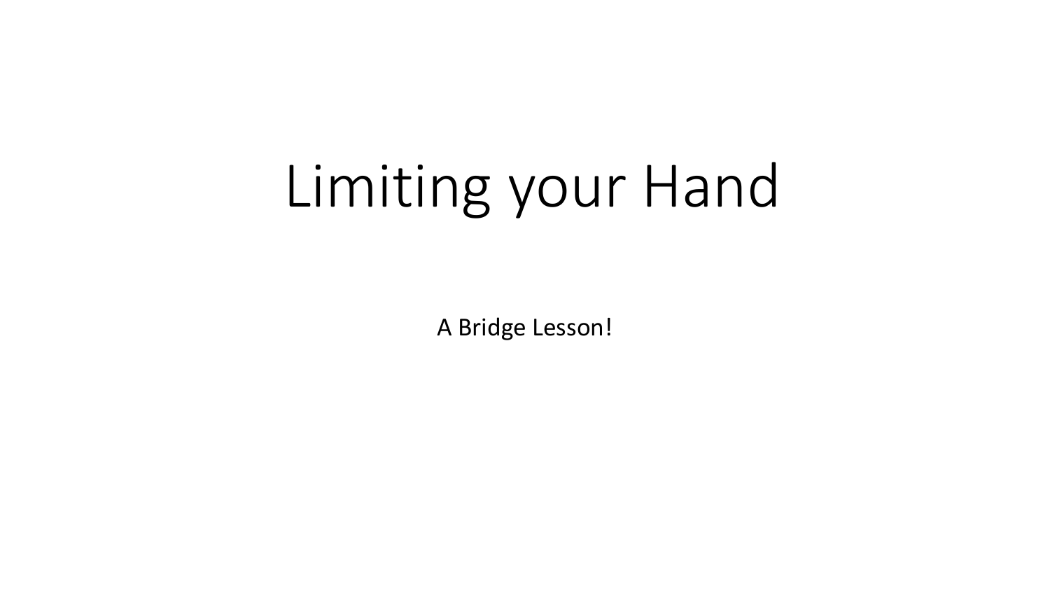# Limiting your Hand

A Bridge Lesson!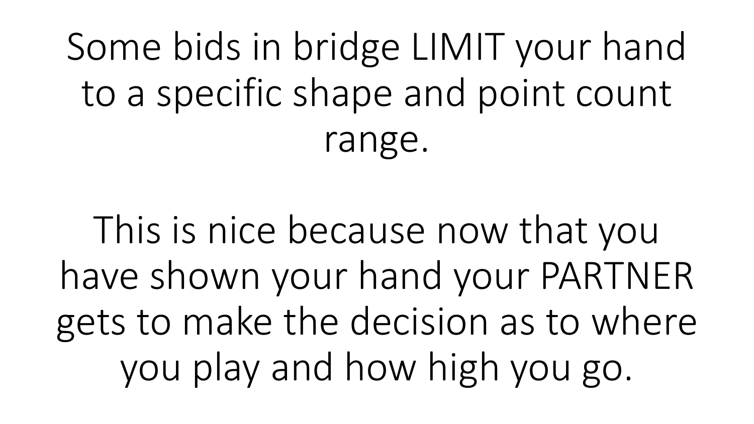Some bids in bridge LIMIT your hand to a specific shape and point count range.

This is nice because now that you have shown your hand your PARTNER gets to make the decision as to where you play and how high you go.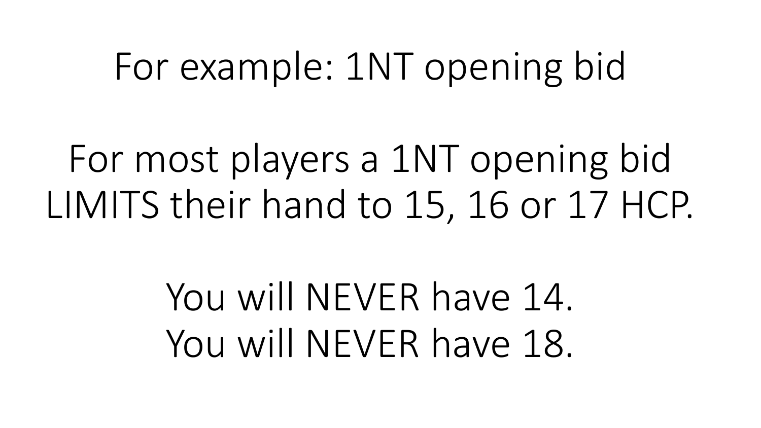# For example: 1NT opening bid

For most players a 1NT opening bid LIMITS their hand to 15, 16 or 17 HCP.

You will NEVER have 14.
You will NEVER have 18.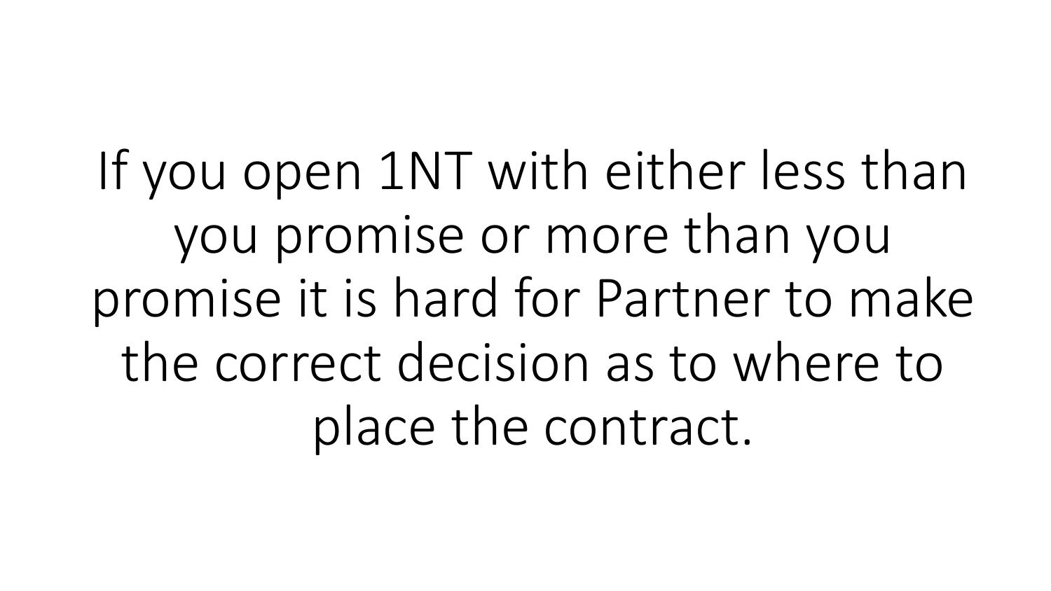If you open 1NT with either less than you promise or more than you promise it is hard for Partner to make the correct decision as to where to place the contract.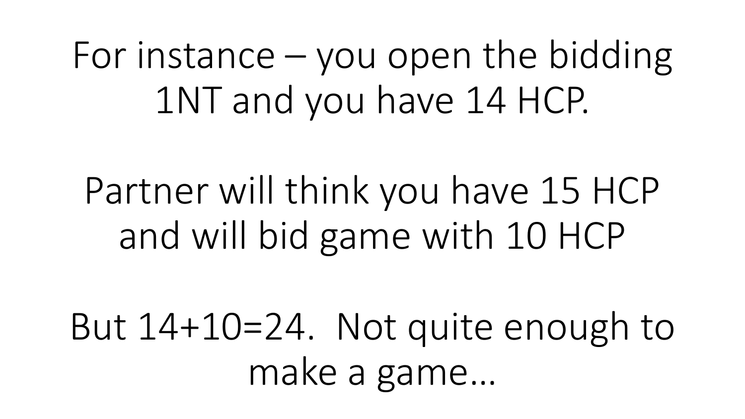For instance – you open the bidding 1NT and you have 14 HCP.

Partner will think you have 15 HCP and will bid game with 10 HCP

But 14+10=24. Not quite enough to make a game…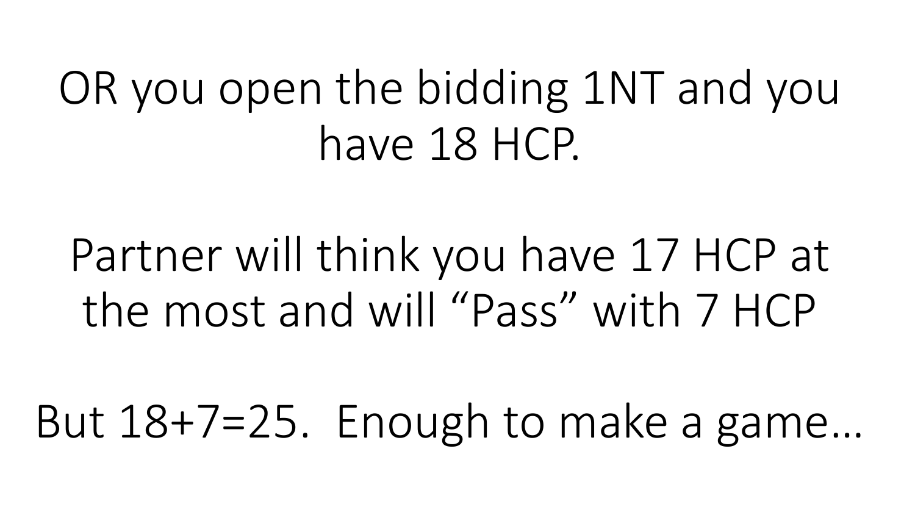OR you open the bidding 1NT and you have 18 HCP.

Partner will think you have 17 HCP at the most and will "Pass" with 7 HCP

But 18+7=25. Enough to make a game…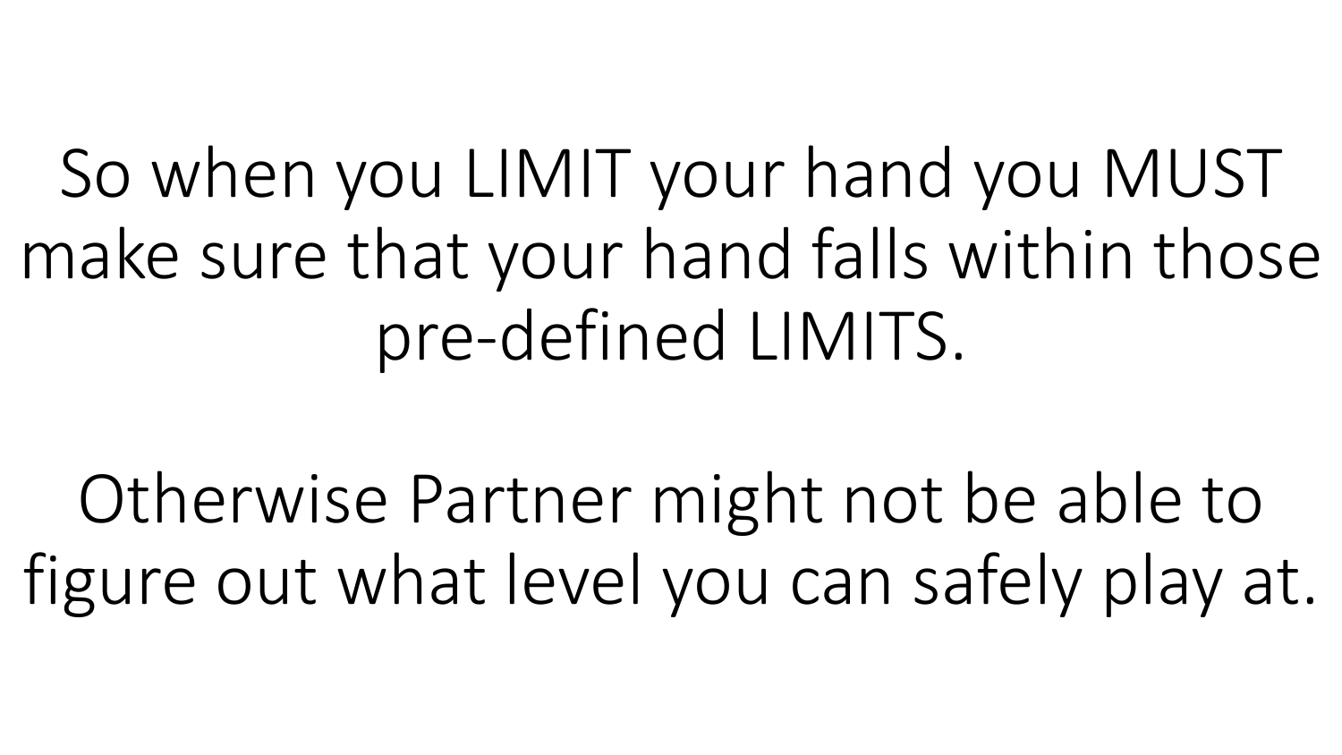So when you LIMIT your hand you MUST make sure that your hand falls within those pre-defined LIMITS.

Otherwise Partner might not be able to figure out what level you can safely play at.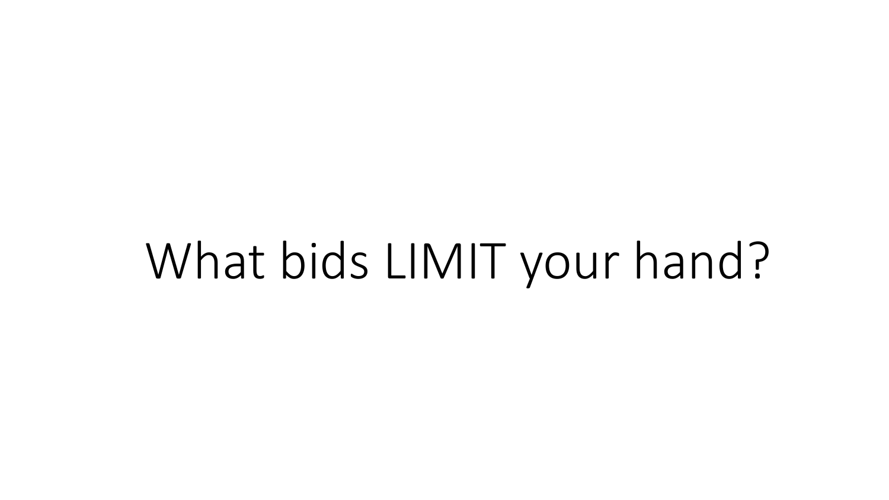# What bids LIMIT your hand?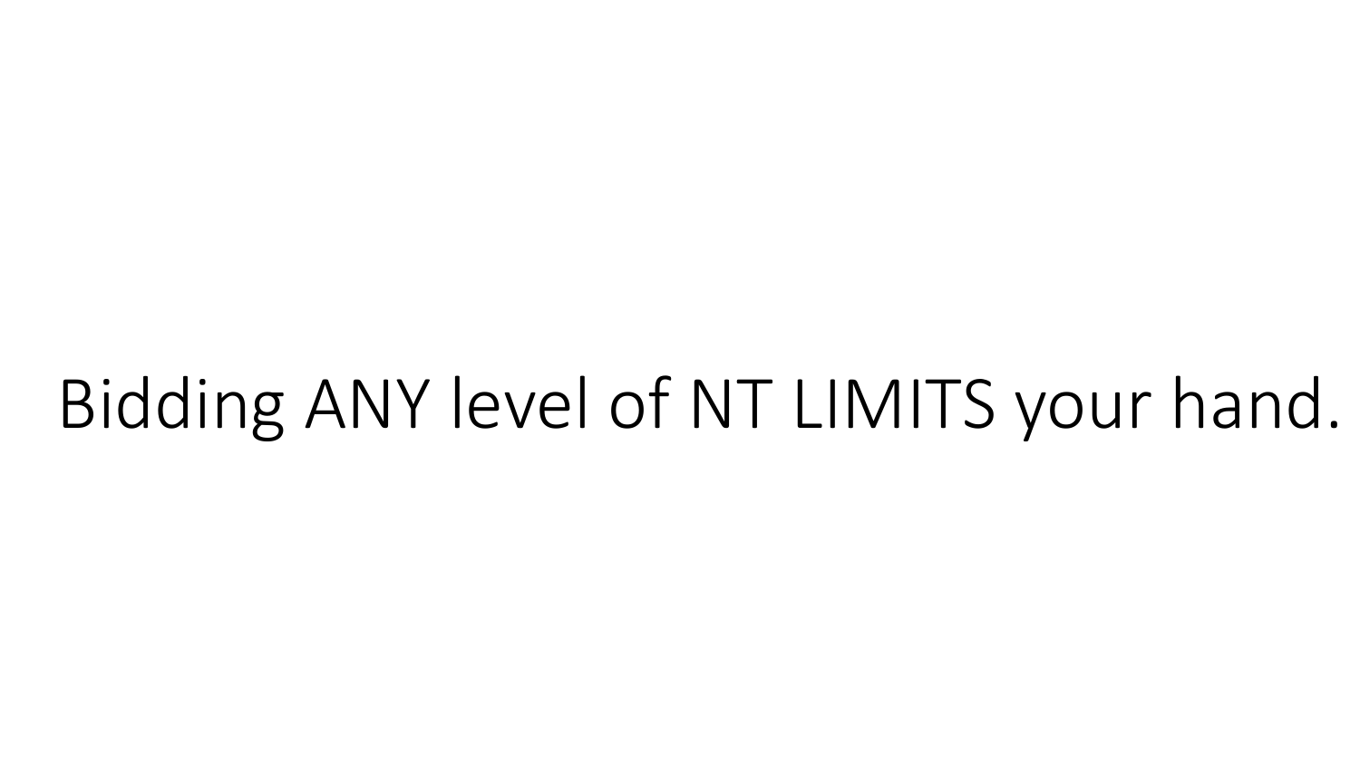Bidding ANY level of NT LIMITS your hand.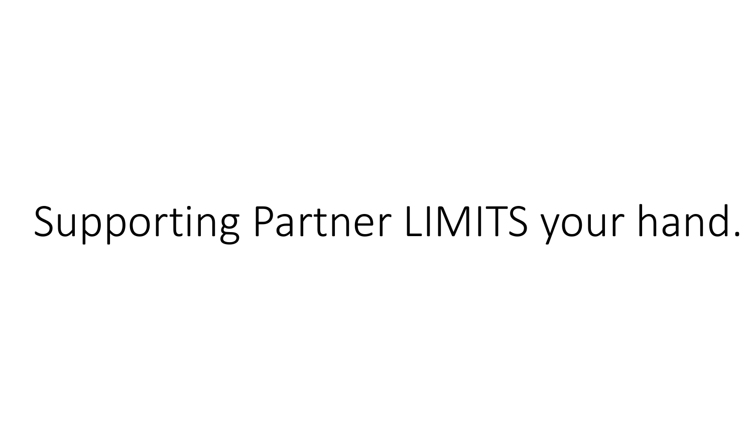Supporting Partner LIMITS your hand.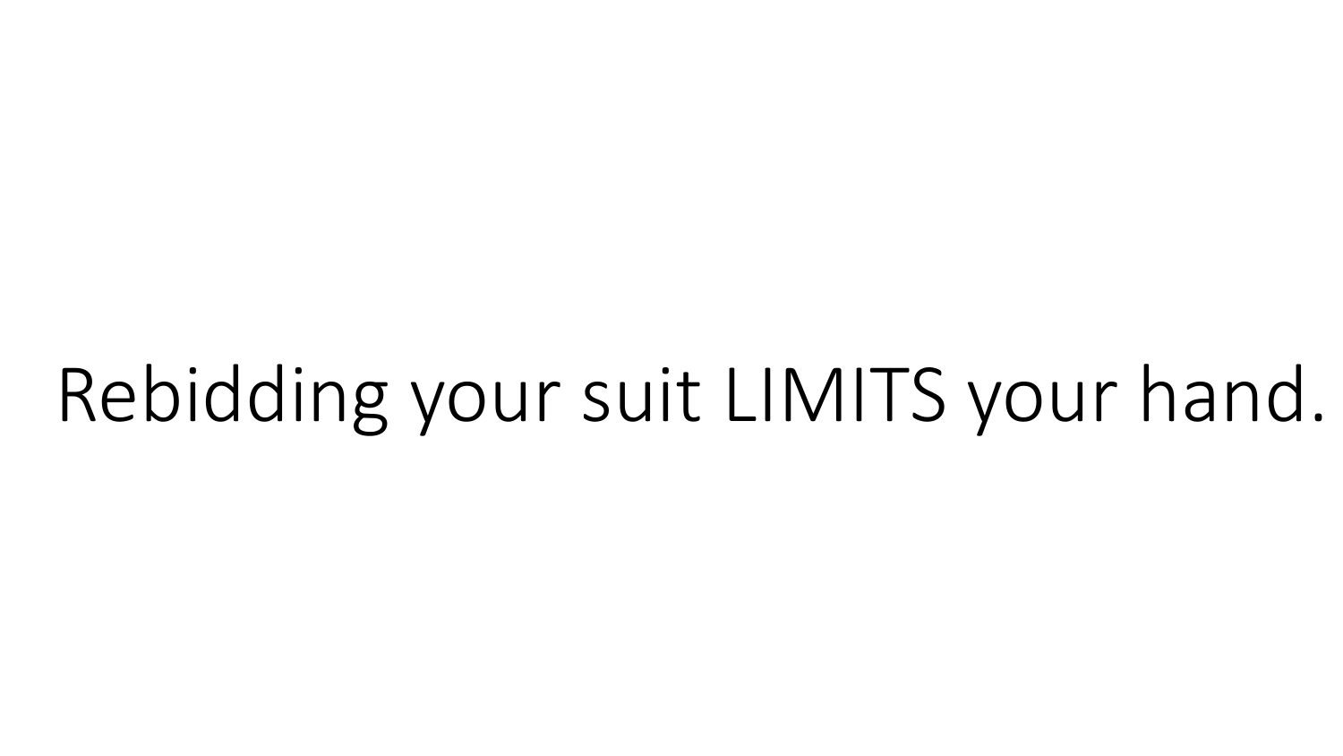Rebidding your suit LIMITS your hand.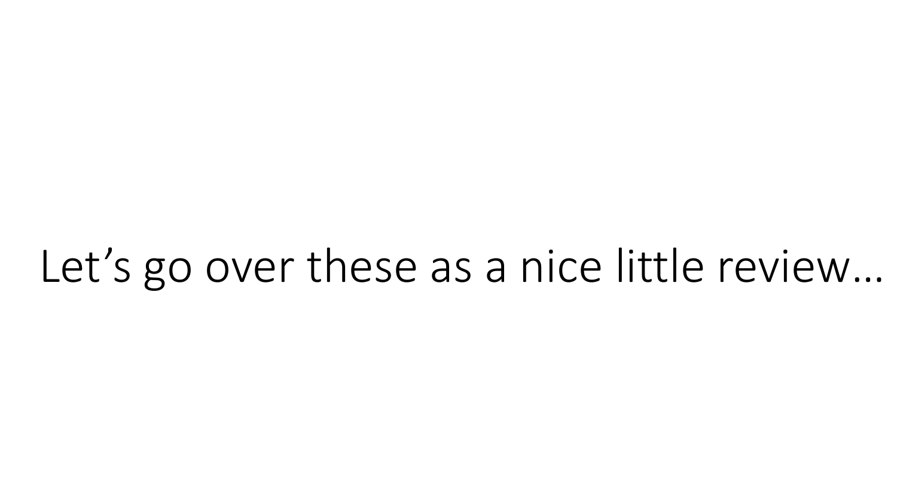Let’s go over these as a nice little review…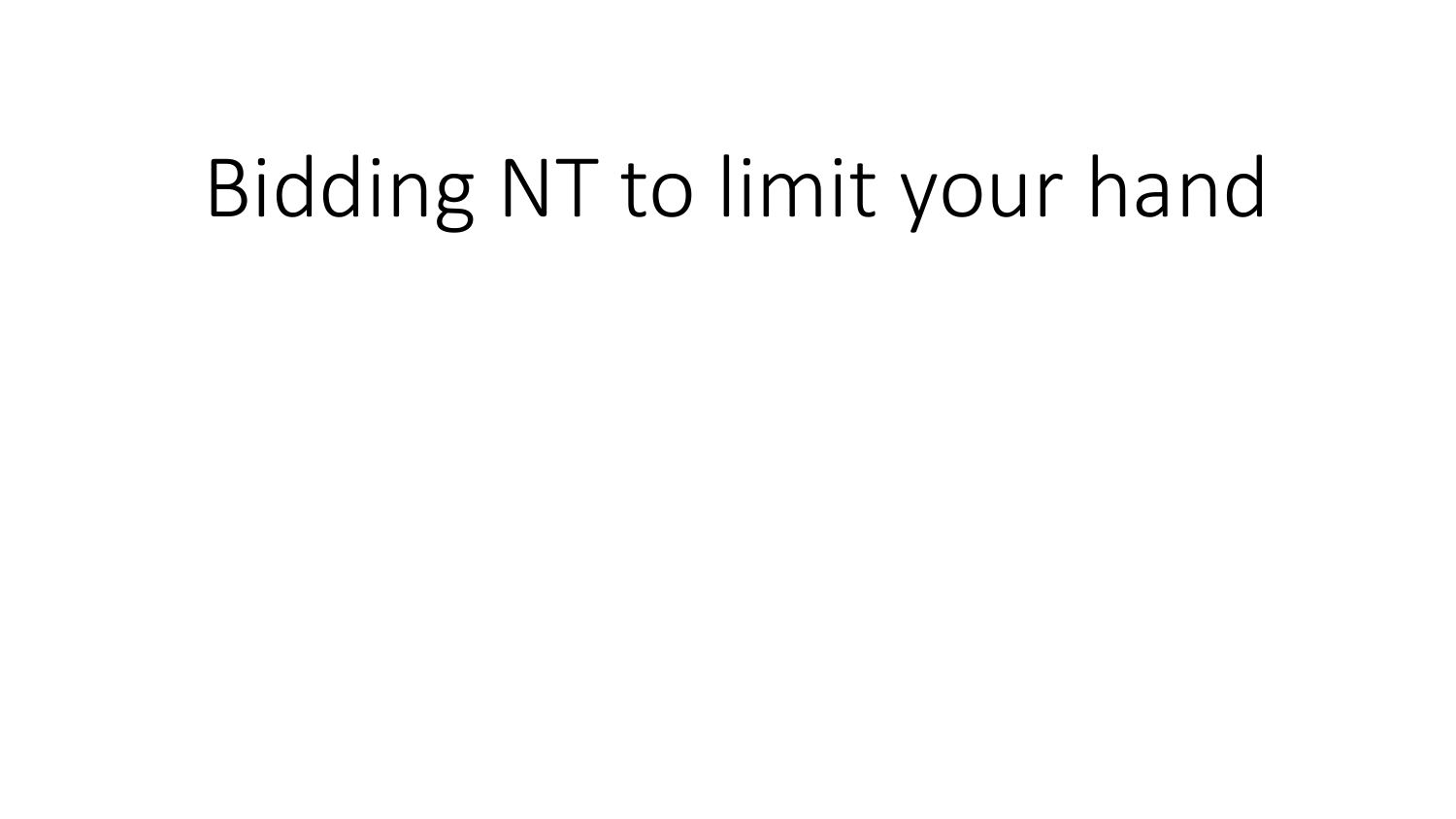# Bidding NT to limit your hand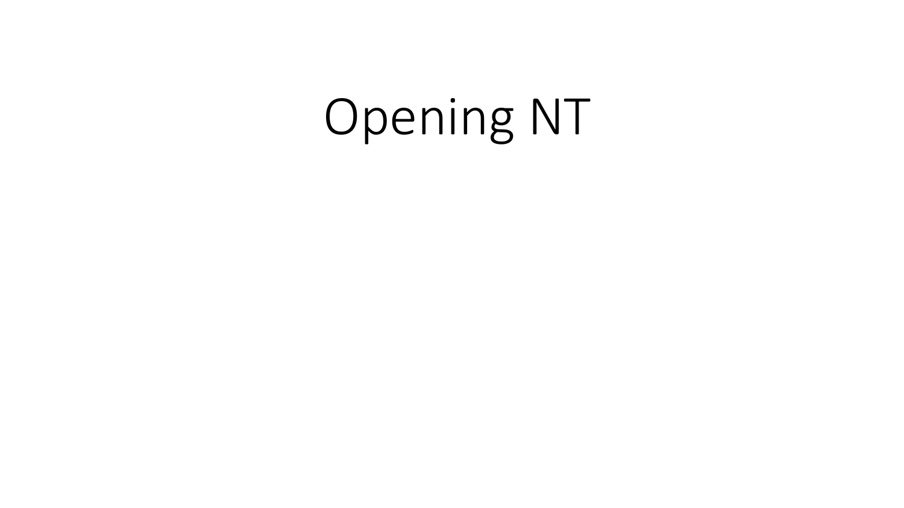# Opening NT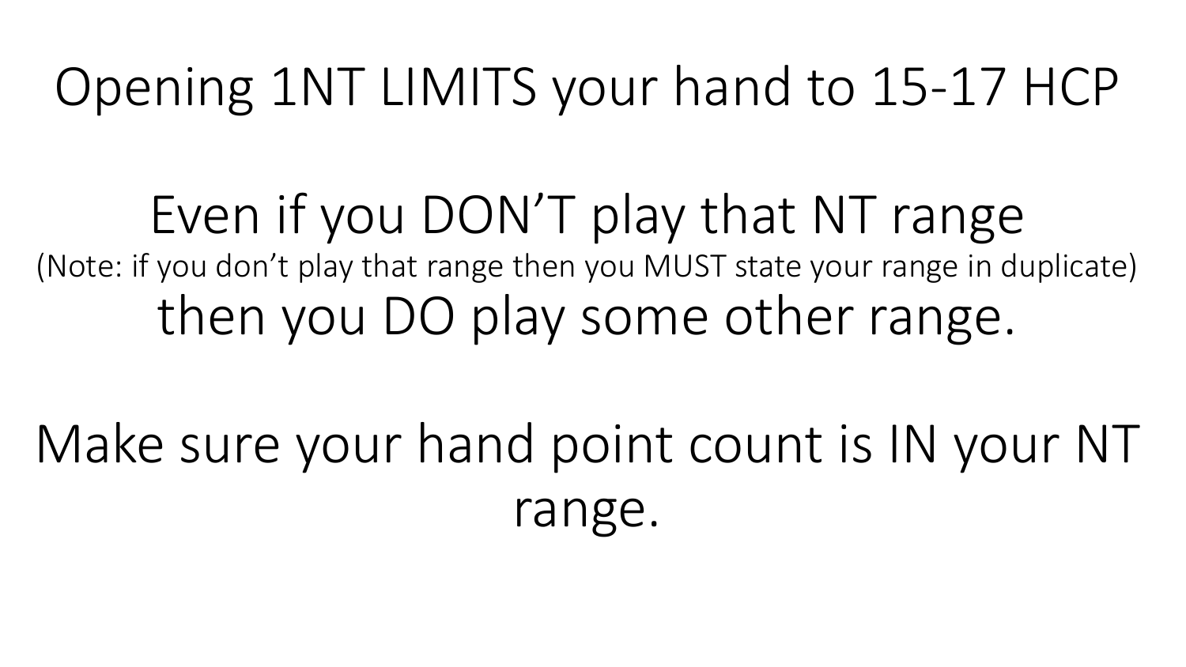Opening 1NT LIMITS your hand to 15-17 HCP

Even if you DON'T play that NT range
(Note: if you don't play that range then you MUST state your range in duplicate)
then you DO play some other range.

Make sure your hand point count is IN your NT range.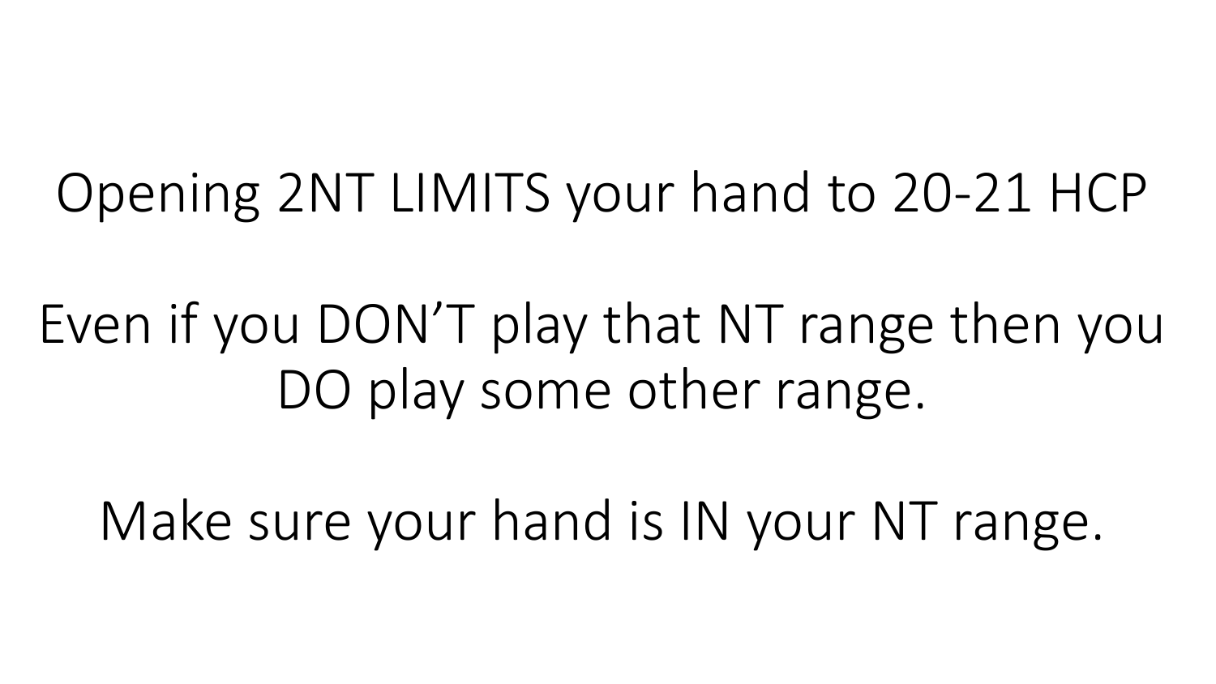Opening 2NT LIMITS your hand to 20-21 HCP

Even if you DON’T play that NT range then you DO play some other range.

Make sure your hand is IN your NT range.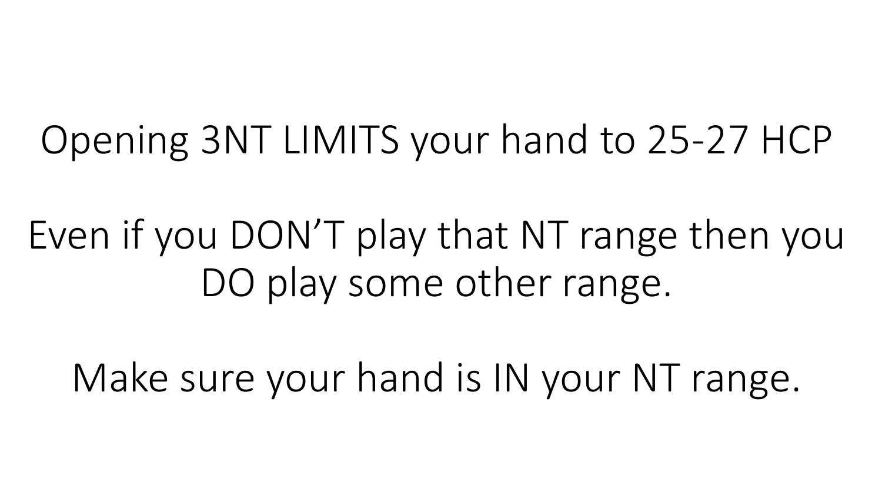Opening 3NT LIMITS your hand to 25-27 HCP

Even if you DON'T play that NT range then you DO play some other range.

Make sure your hand is IN your NT range.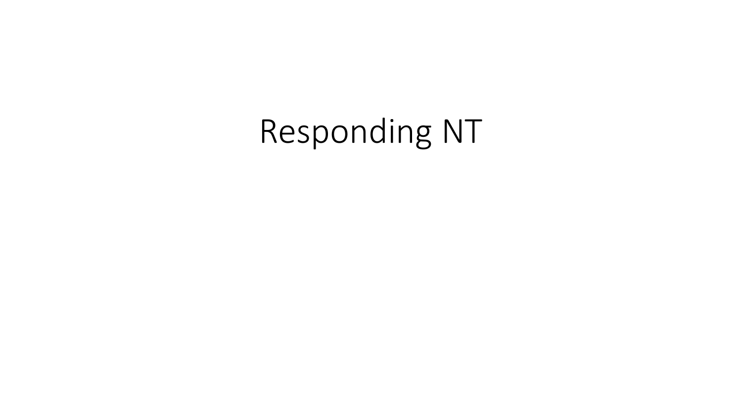# Responding NT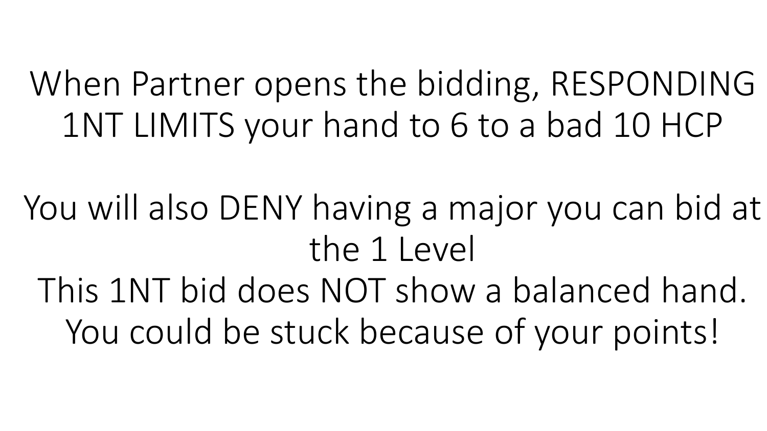When Partner opens the bidding, RESPONDING 1NT LIMITS your hand to 6 to a bad 10 HCP

You will also DENY having a major you can bid at the 1 Level

This 1NT bid does NOT show a balanced hand.

You could be stuck because of your points!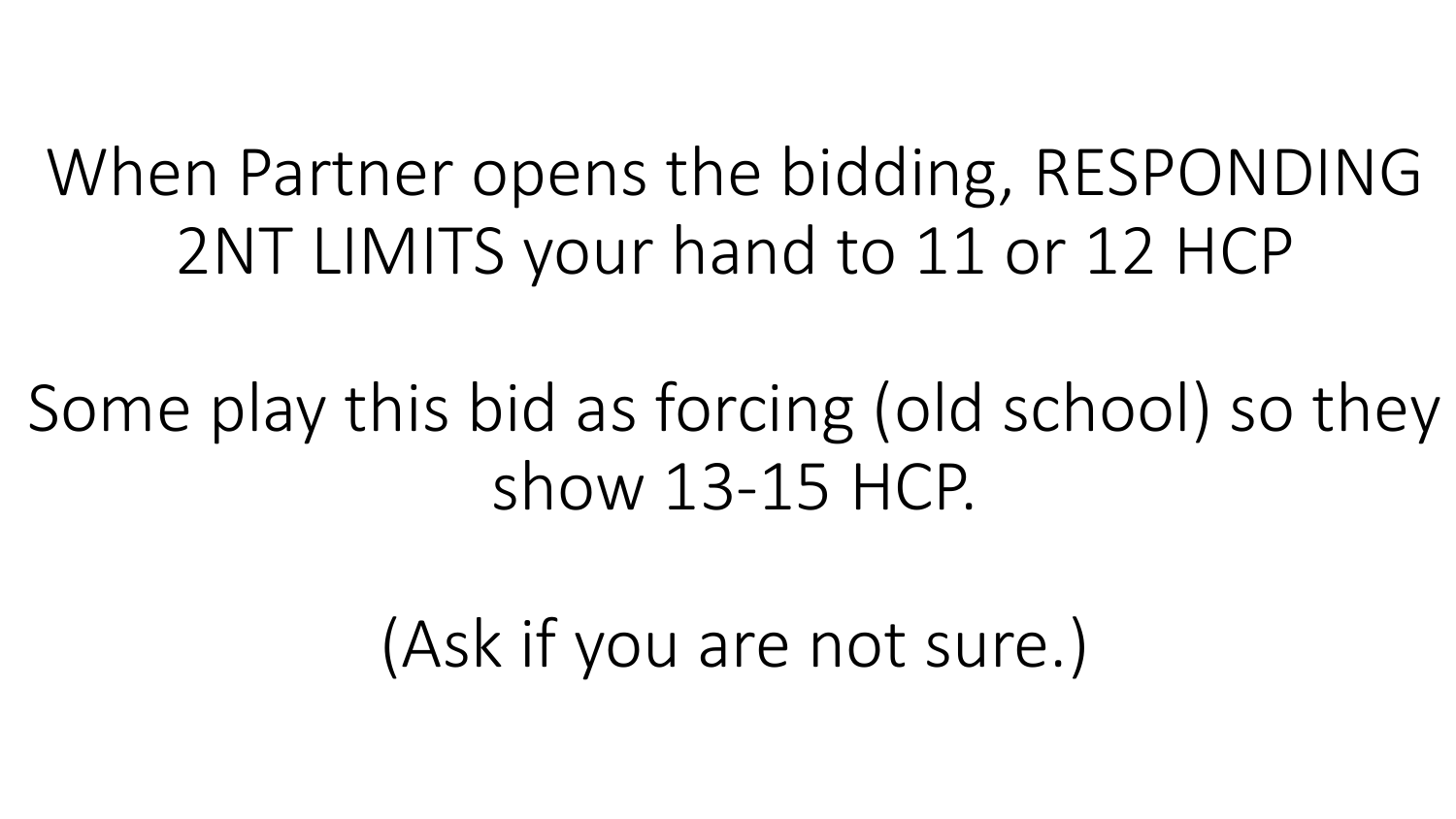When Partner opens the bidding, RESPONDING 2NT LIMITS your hand to 11 or 12 HCP

Some play this bid as forcing (old school) so they show 13-15 HCP.

(Ask if you are not sure.)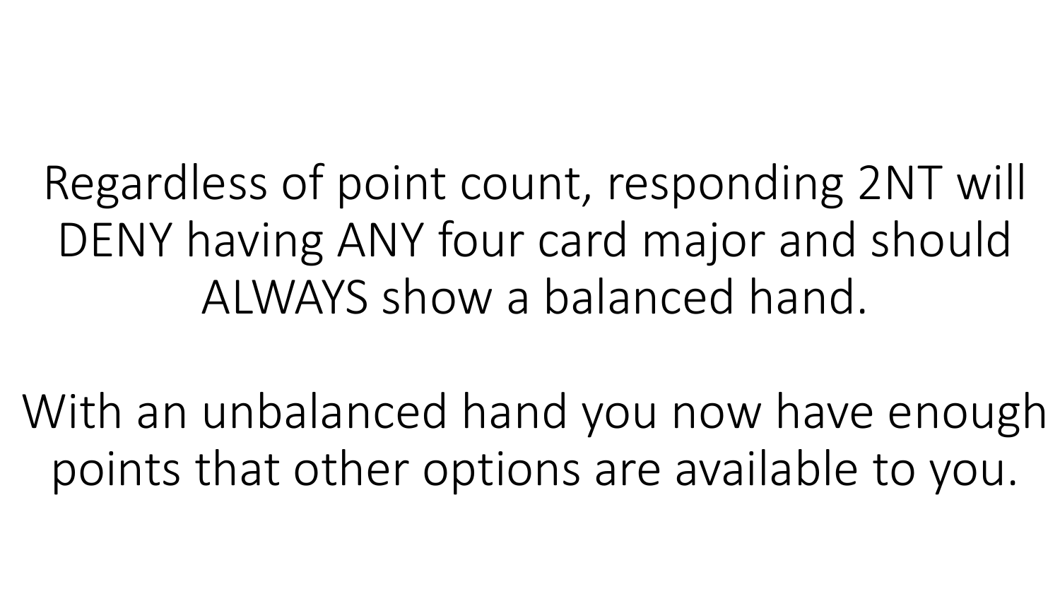Regardless of point count, responding 2NT will DENY having ANY four card major and should ALWAYS show a balanced hand.

With an unbalanced hand you now have enough points that other options are available to you.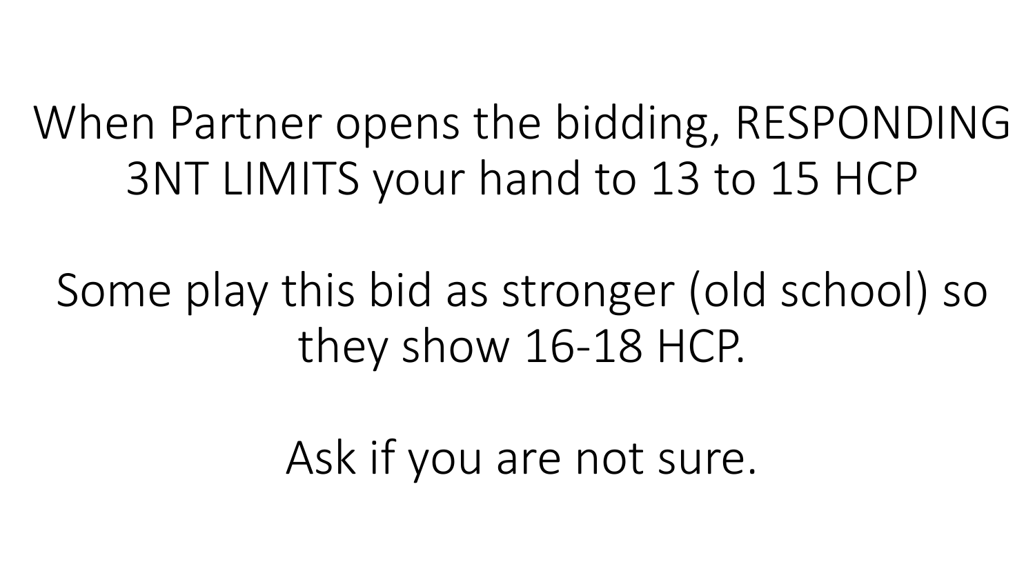When Partner opens the bidding, RESPONDING 3NT LIMITS your hand to 13 to 15 HCP

Some play this bid as stronger (old school) so they show 16-18 HCP.

Ask if you are not sure.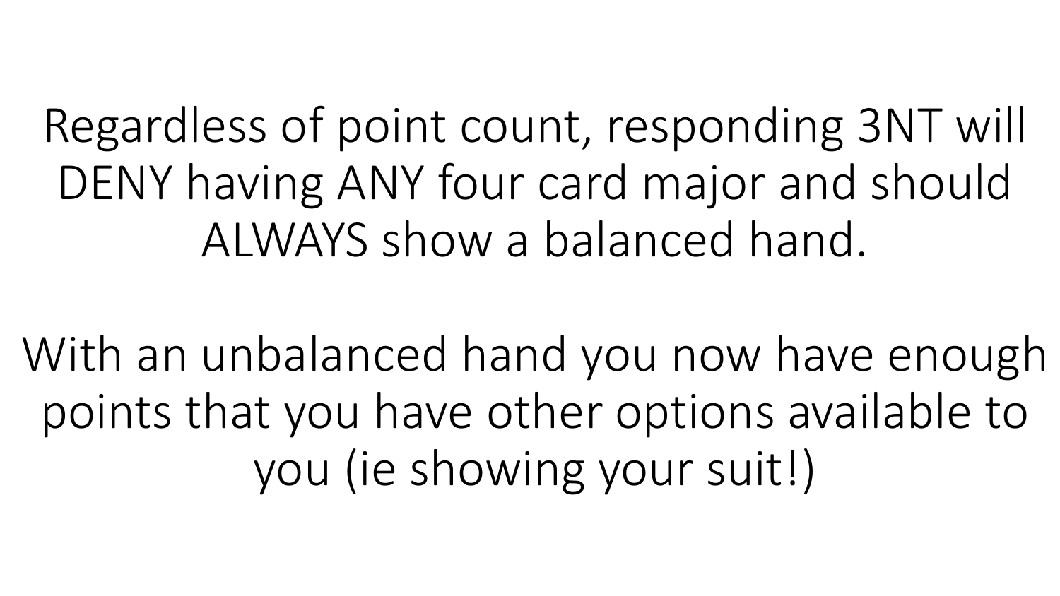Regardless of point count, responding 3NT will DENY having ANY four card major and should ALWAYS show a balanced hand.

With an unbalanced hand you now have enough points that you have other options available to you (ie showing your suit!)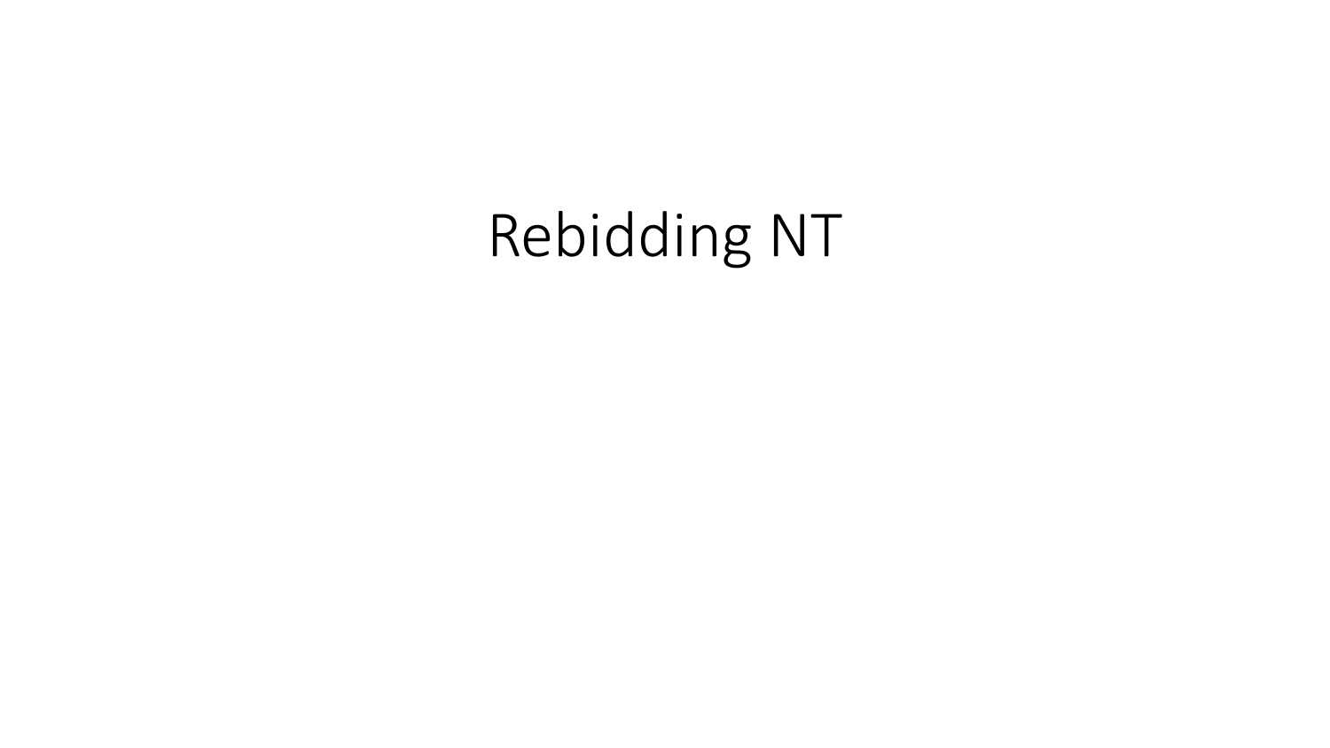# Rebidding NT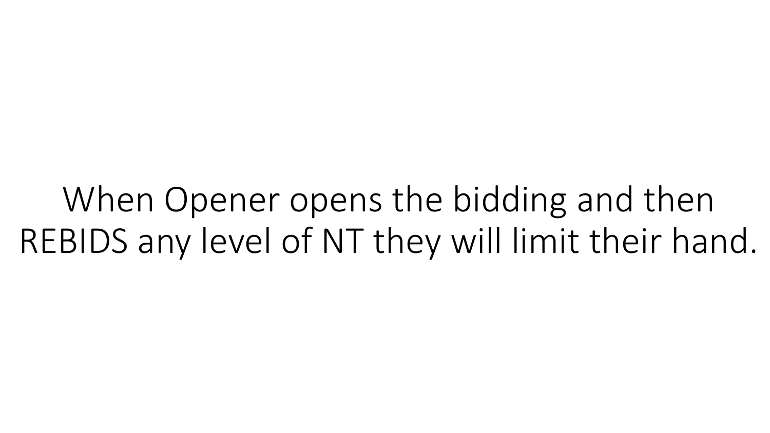When Opener opens the bidding and then REBIDS any level of NT they will limit their hand.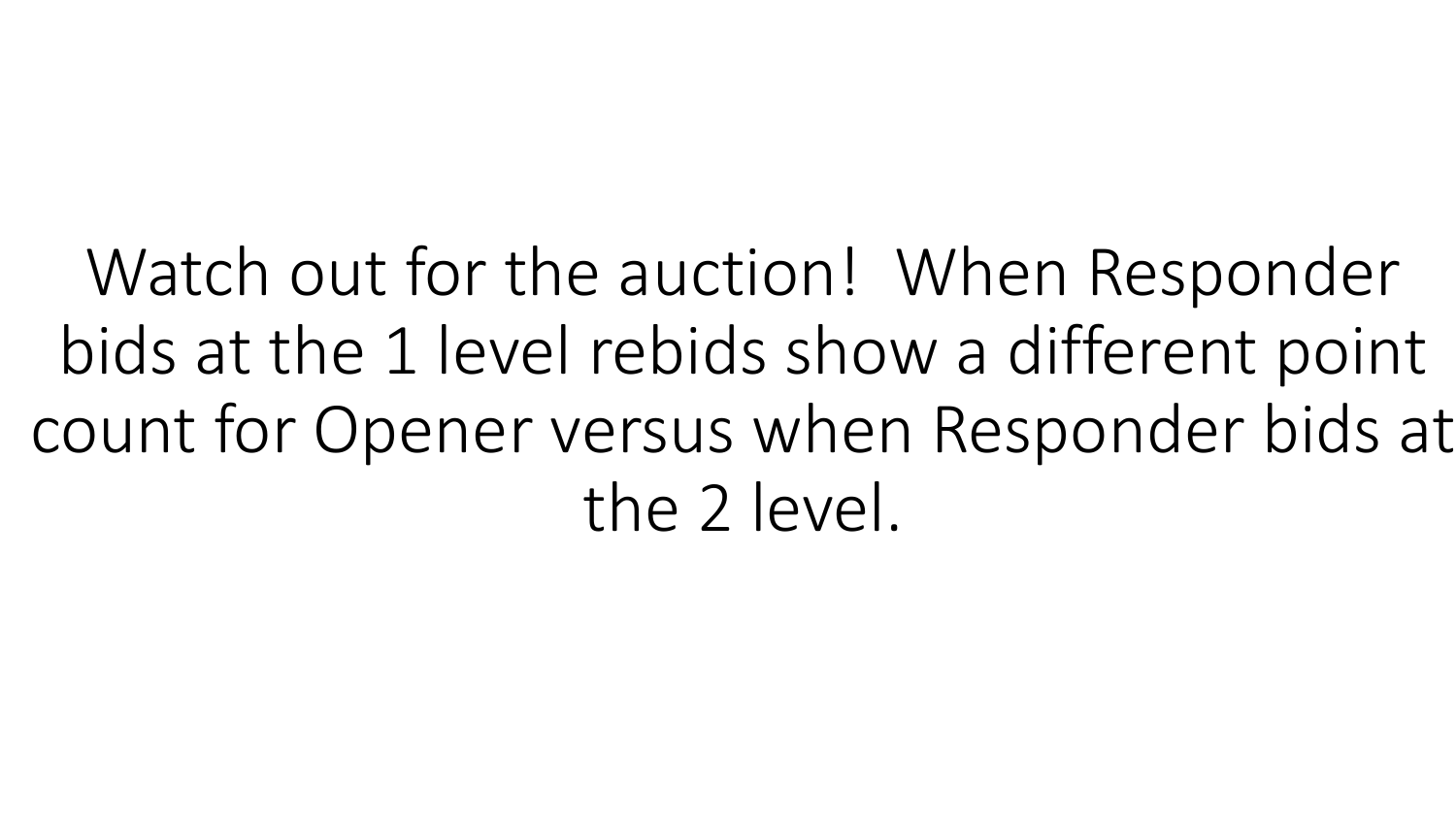Watch out for the auction! When Responder bids at the 1 level rebids show a different point count for Opener versus when Responder bids at the 2 level.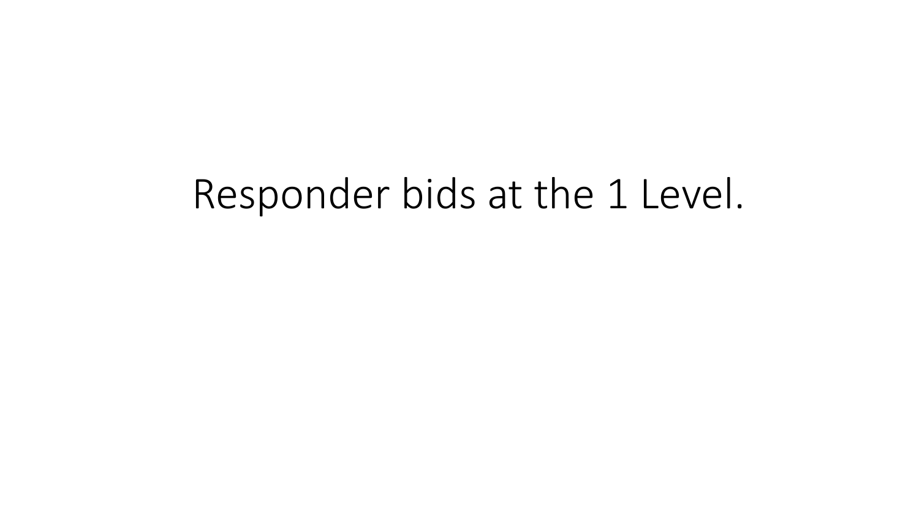# Responder bids at the 1 Level.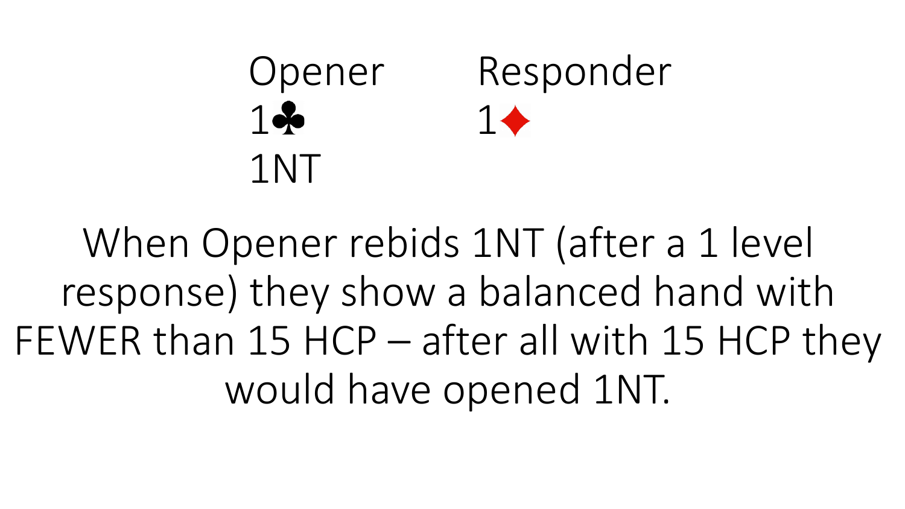| Opener | Responder |
| --- | --- |
| 1♣ | 1♦ |
| 1NT | |

When Opener rebids 1NT (after a 1 level response) they show a balanced hand with FEWER than 15 HCP – after all with 15 HCP they would have opened 1NT.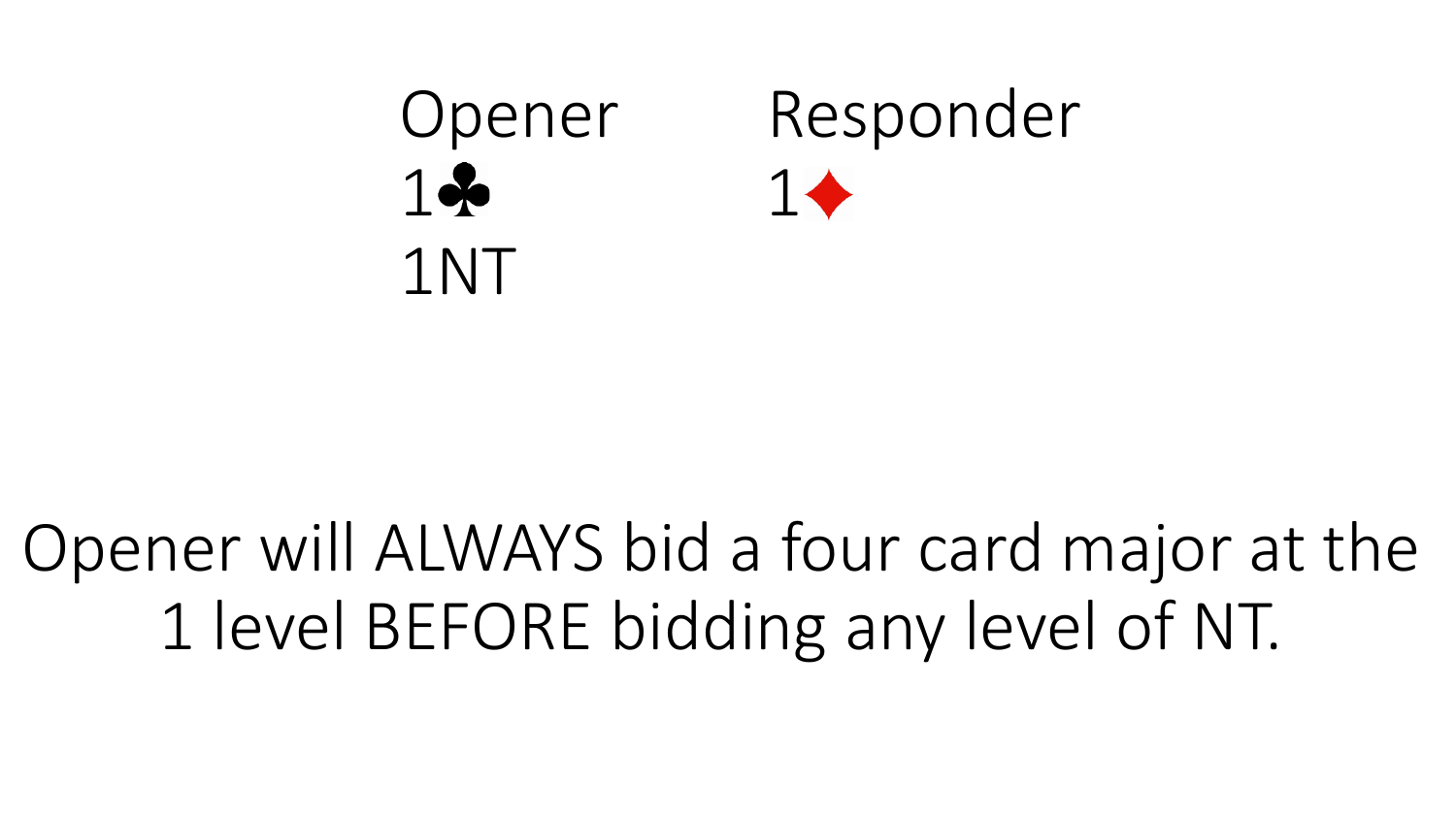| Opener | Responder |
| --- | --- |
| 1♣ | 1♦ |
| 1NT | |

Opener will ALWAYS bid a four card major at the 1 level BEFORE bidding any level of NT.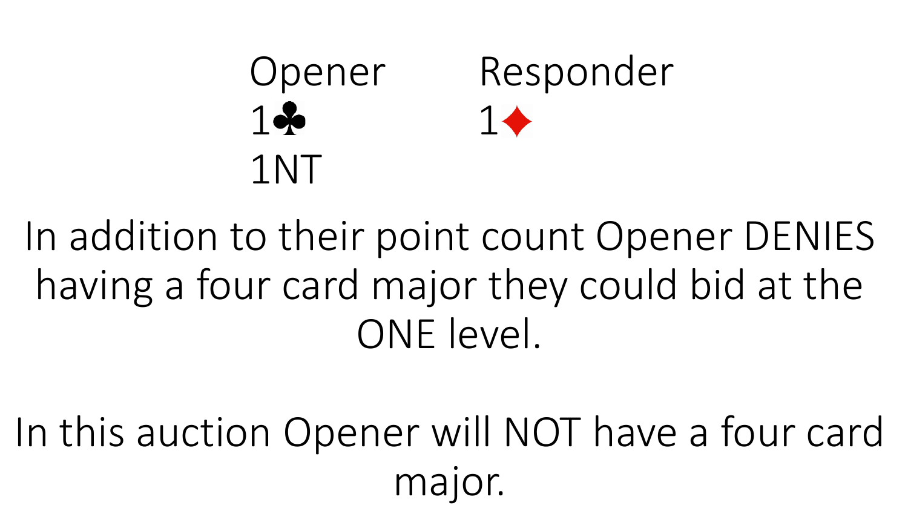| Opener | Responder |
| --- | --- |
| 1♣ | 1♦ |
| 1NT | |

In addition to their point count Opener DENIES having a four card major they could bid at the ONE level.

In this auction Opener will NOT have a four card major.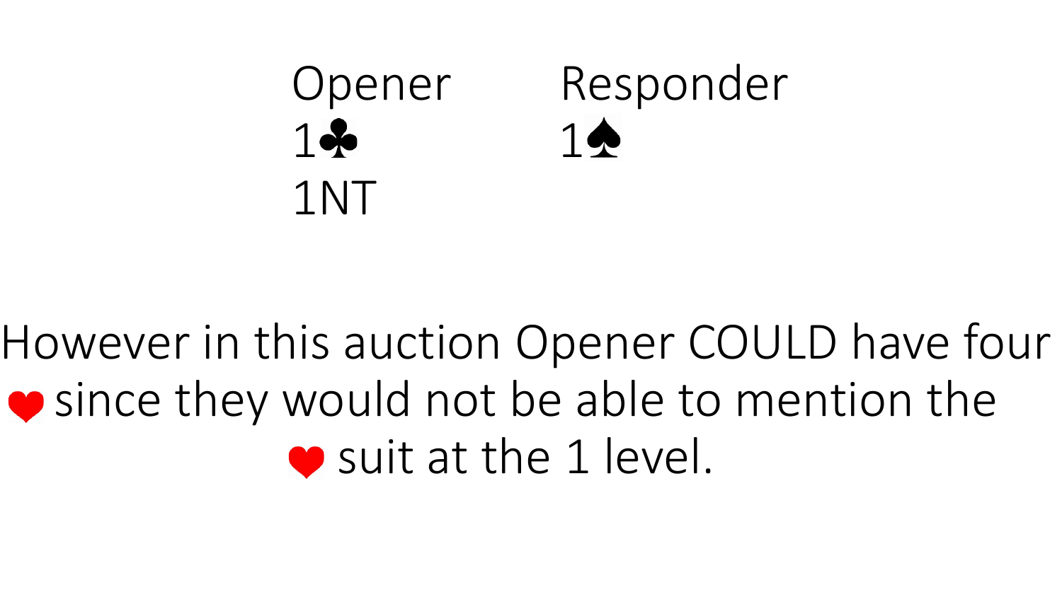| Opener | Responder |
| --- | --- |
| 1♣ | 1♠ |
| 1NT | |

However in this auction Opener COULD have four ♥ since they would not be able to mention the ♥ suit at the 1 level.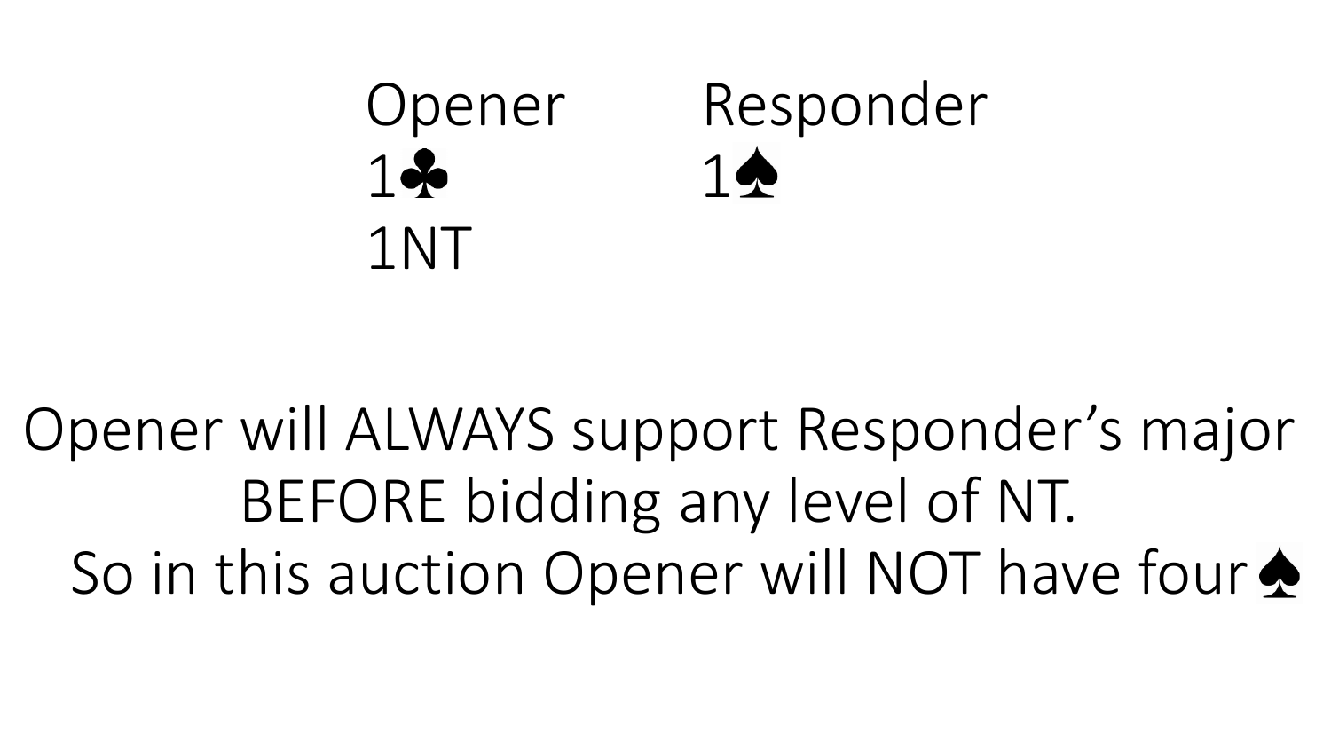| Opener | Responder |
| --- | --- |
| 1♣ | 1♠ |
| 1NT | |

Opener will ALWAYS support Responder's major BEFORE bidding any level of NT.

So in this auction Opener will NOT have four♠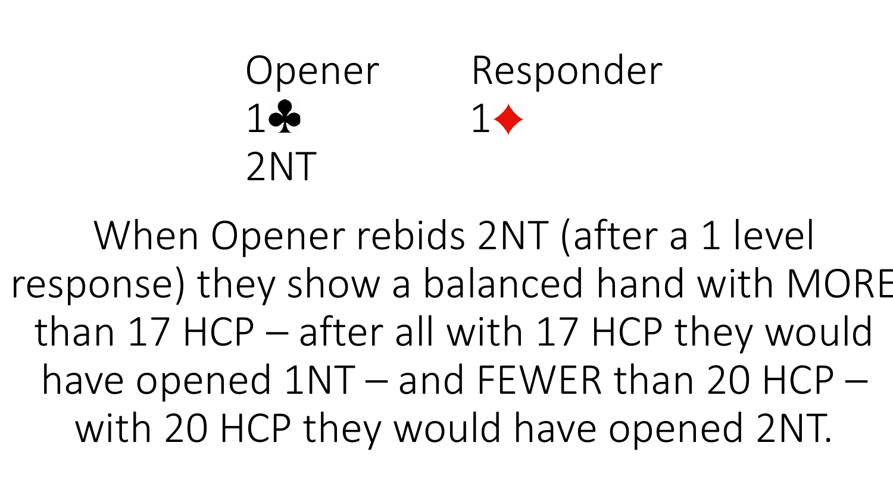| Opener | Responder |
| --- | --- |
| 1♣ | 1♦ |
| 2NT | |

When Opener rebids 2NT (after a 1 level response) they show a balanced hand with MORE than 17 HCP – after all with 17 HCP they would have opened 1NT – and FEWER than 20 HCP – with 20 HCP they would have opened 2NT.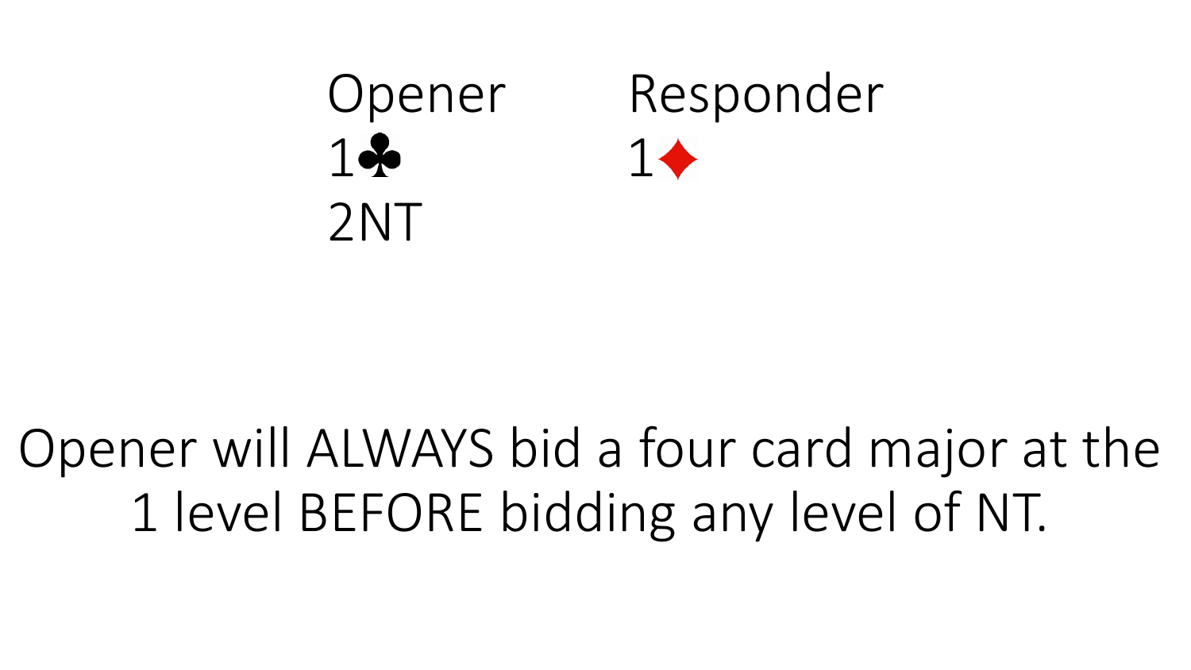| Opener | Responder |
| --- | --- |
| 1♣ | 1♦ |
| 2NT | |

Opener will ALWAYS bid a four card major at the 1 level BEFORE bidding any level of NT.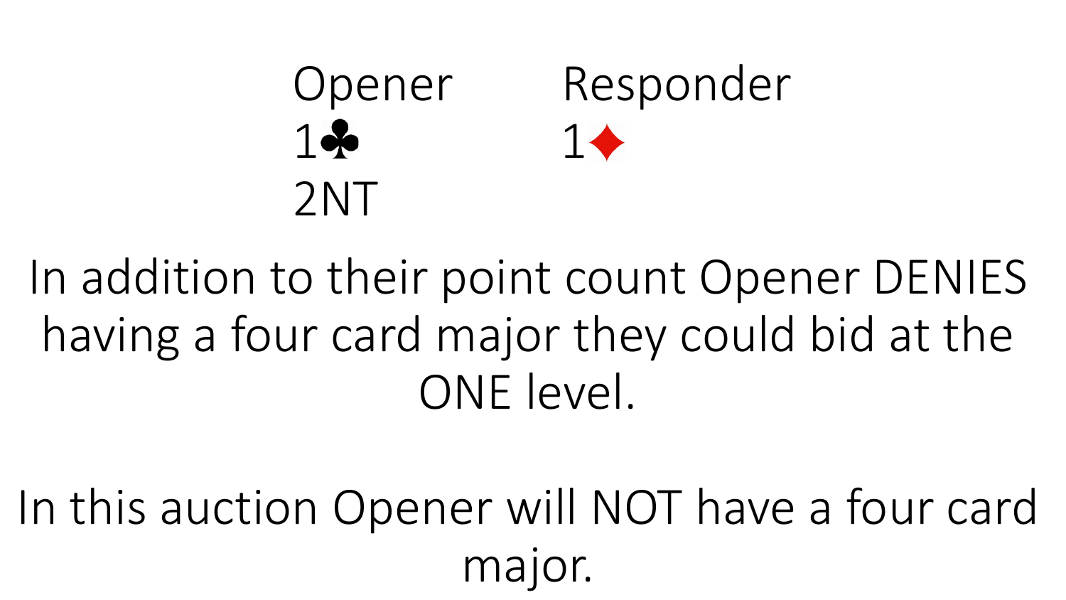| Opener | Responder |
|---|---|
| 1♣ | 1♦ |
| 2NT | |

In addition to their point count Opener DENIES having a four card major they could bid at the ONE level.

In this auction Opener will NOT have a four card major.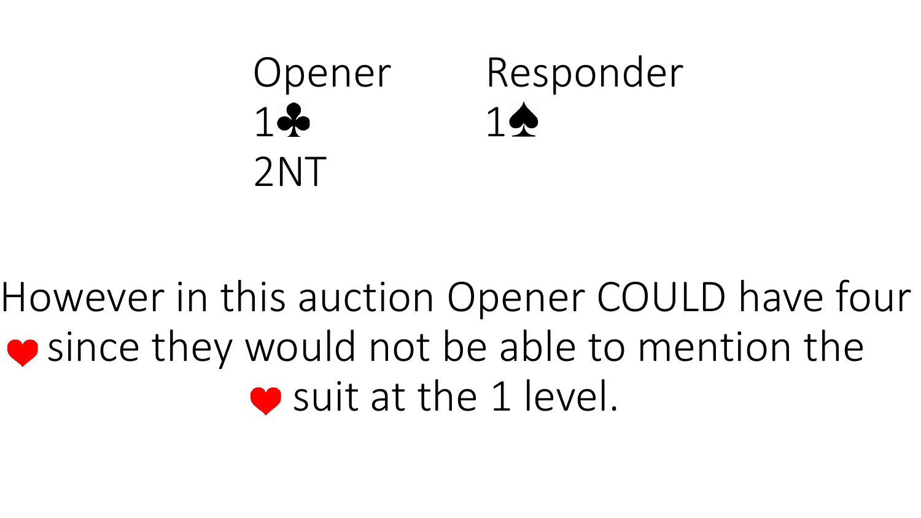| Opener | Responder |
| --- | --- |
| 1♣ | 1♠ |
| 2NT | |

However in this auction Opener COULD have four ♥ since they would not be able to mention the ♥ suit at the 1 level.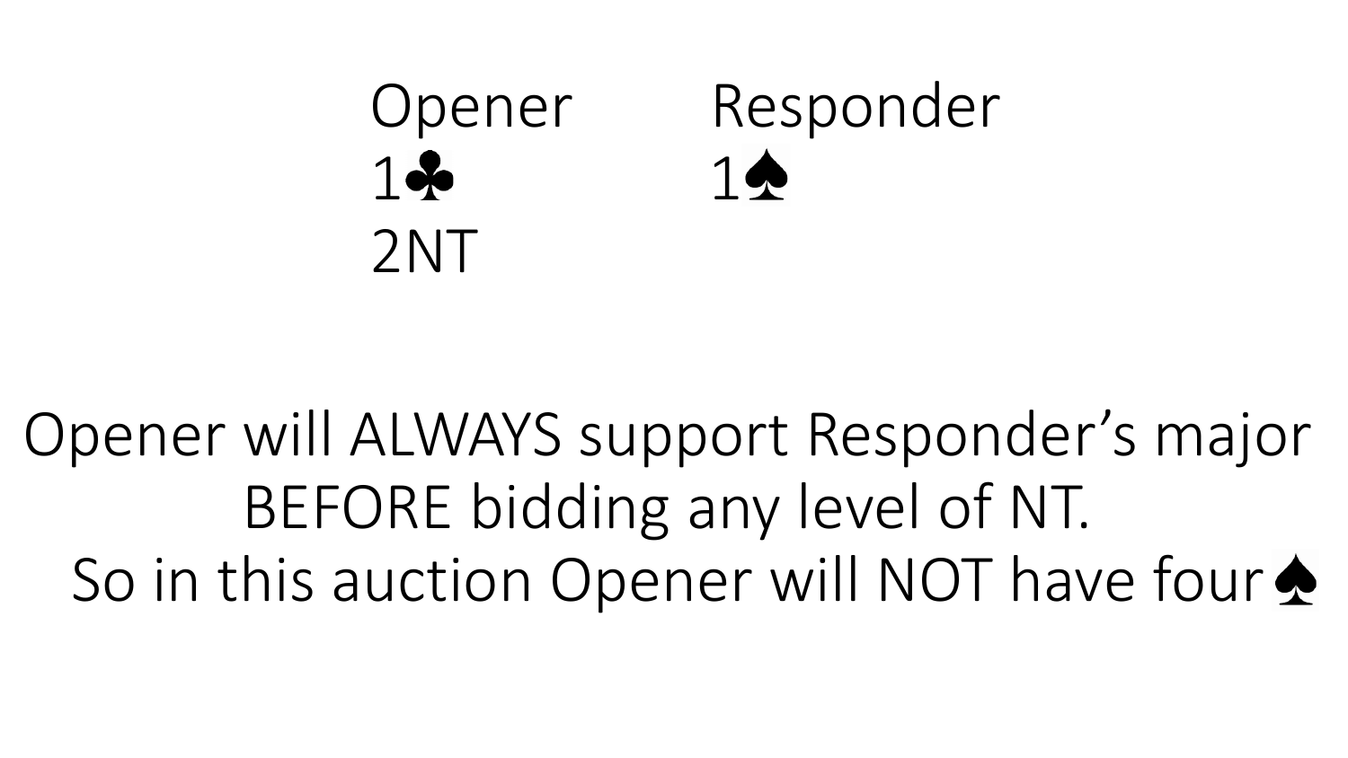| Opener | Responder |
| --- | --- |
| 1♣ | 1♠ |
| 2NT | |

Opener will ALWAYS support Responder's major BEFORE bidding any level of NT.

So in this auction Opener will NOT have four♠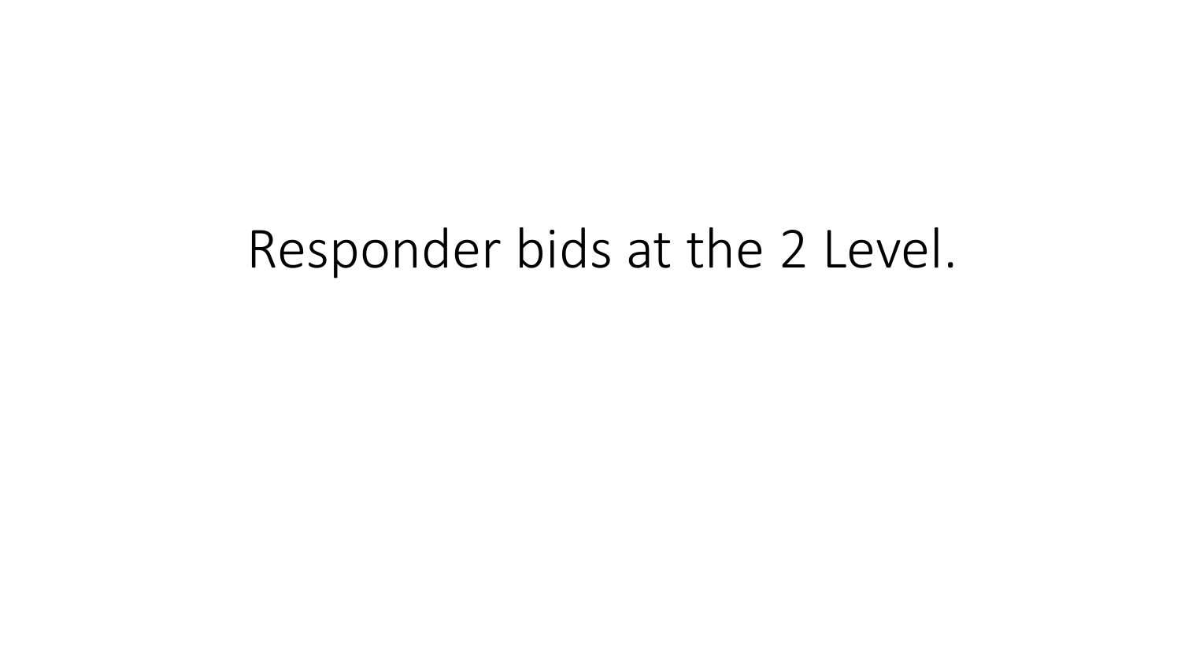# Responder bids at the 2 Level.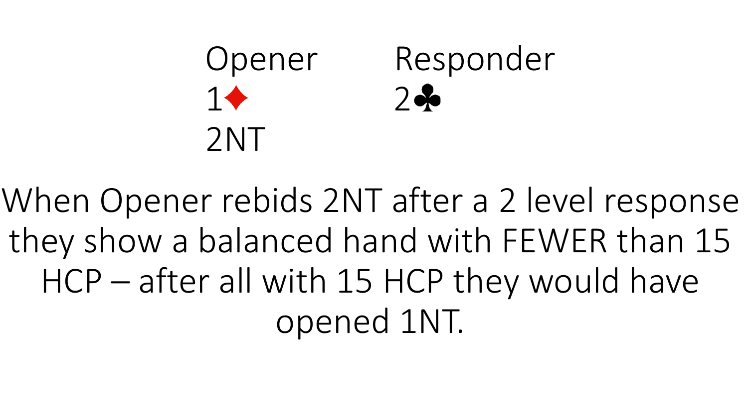| Opener | Responder |
| --- | --- |
| 1♦ | 2♣ |
| 2NT | |

When Opener rebids 2NT after a 2 level response they show a balanced hand with FEWER than 15 HCP – after all with 15 HCP they would have opened 1NT.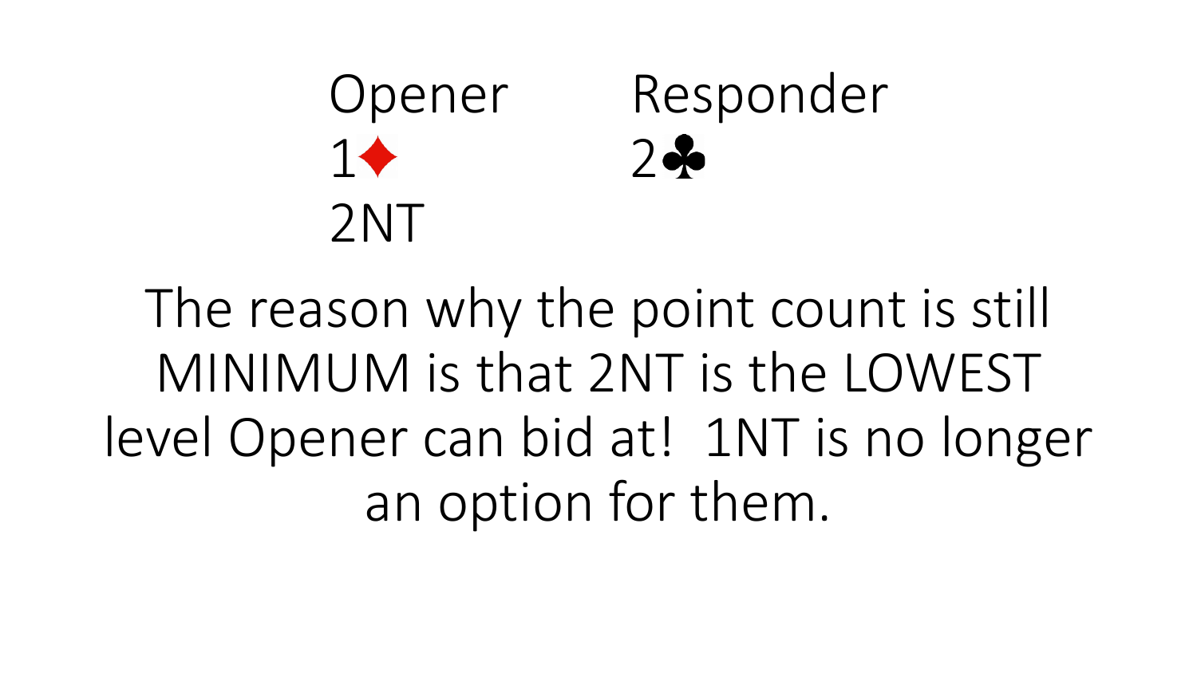| Opener | Responder |
| --- | --- |
| 1♦ | 2♣ |
| 2NT | |

The reason why the point count is still MINIMUM is that 2NT is the LOWEST level Opener can bid at! 1NT is no longer an option for them.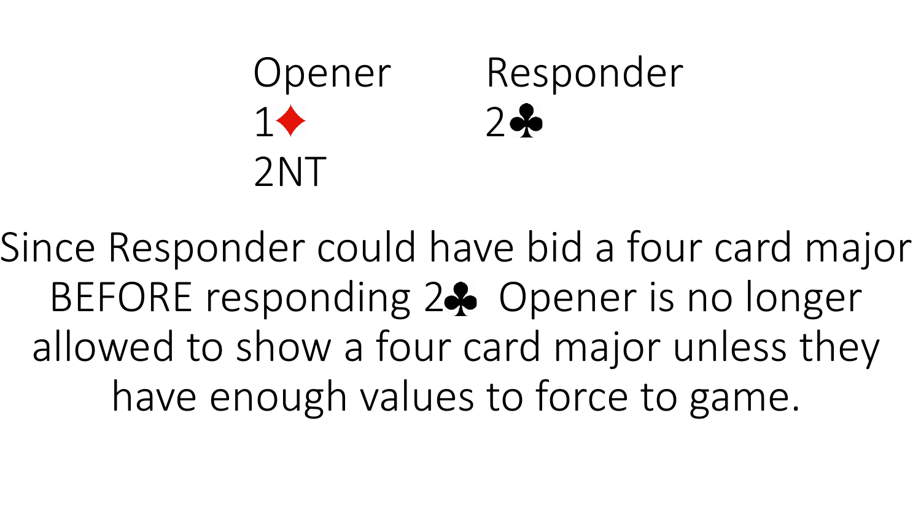| Opener | Responder |
| --- | --- |
| 1♦ | 2♣ |
| 2NT | |

Since Responder could have bid a four card major BEFORE responding 2♣ Opener is no longer allowed to show a four card major unless they have enough values to force to game.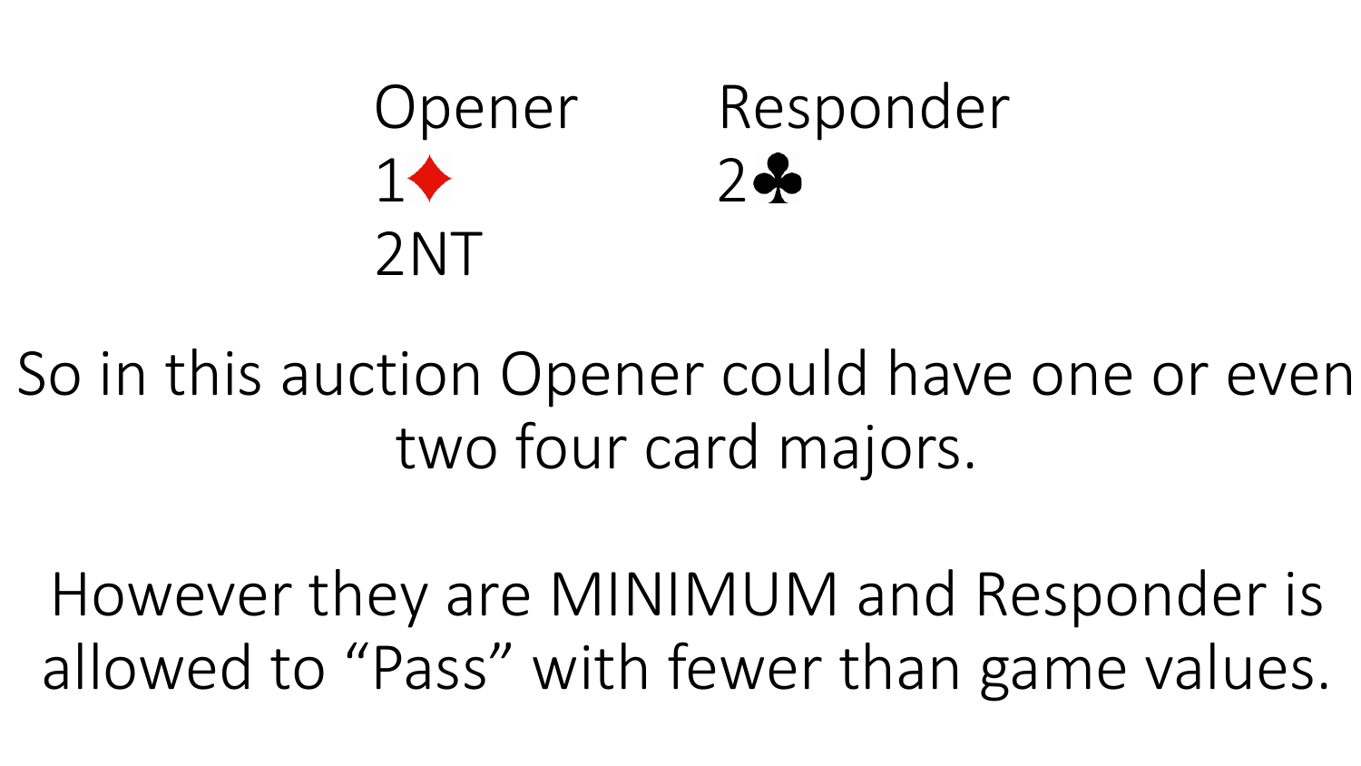| Opener | Responder |
| --- | --- |
| 1♦ | 2♣ |
| 2NT | |

So in this auction Opener could have one or even two four card majors.

However they are MINIMUM and Responder is allowed to “Pass” with fewer than game values.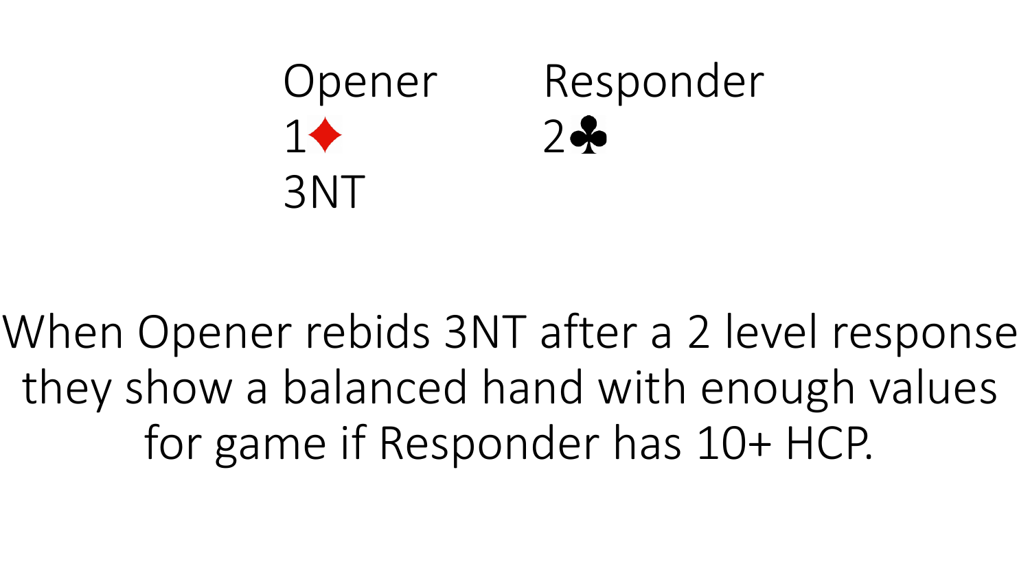| Opener | Responder |
| --- | --- |
| 1♦ | 2♣ |
| 3NT | |

When Opener rebids 3NT after a 2 level response they show a balanced hand with enough values for game if Responder has 10+ HCP.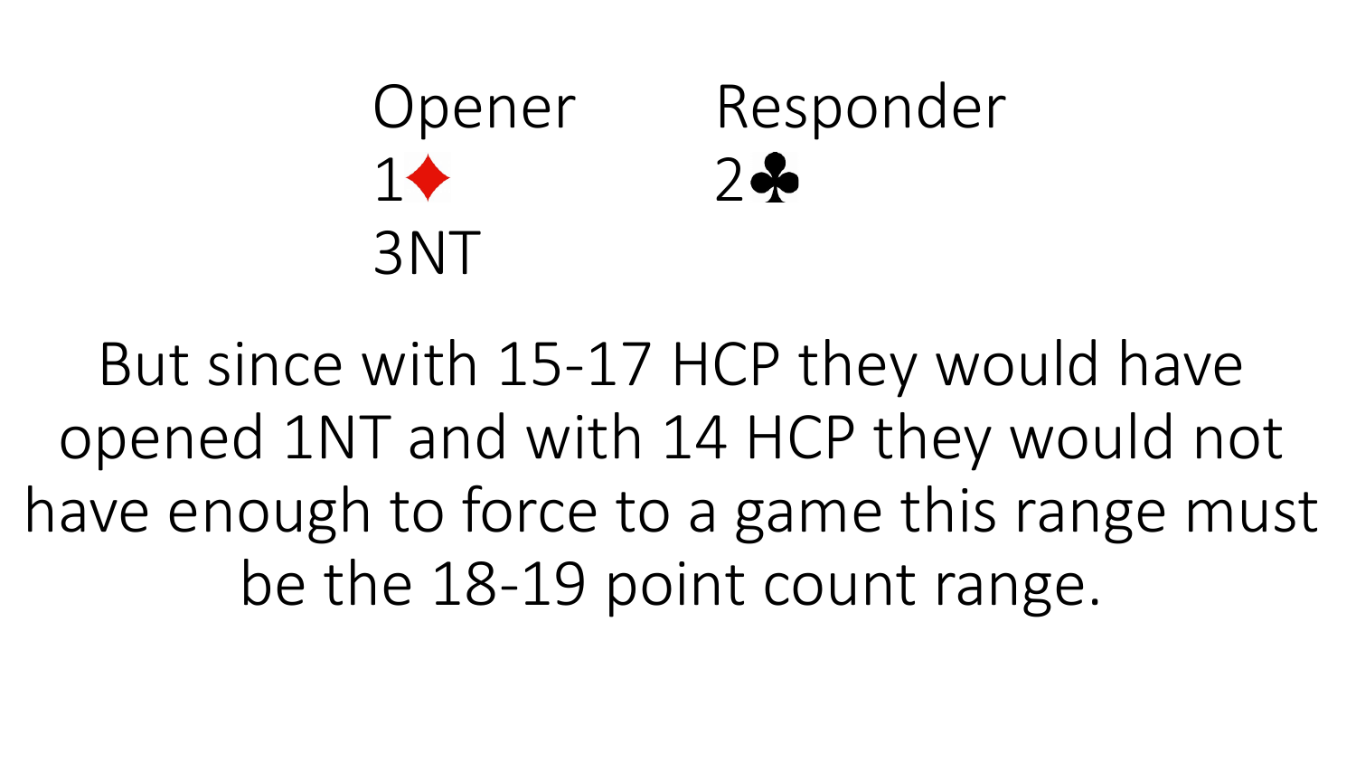| Opener | Responder |
| --- | --- |
| 1♦ | 2♣ |
| 3NT | |

But since with 15-17 HCP they would have opened 1NT and with 14 HCP they would not have enough to force to a game this range must be the 18-19 point count range.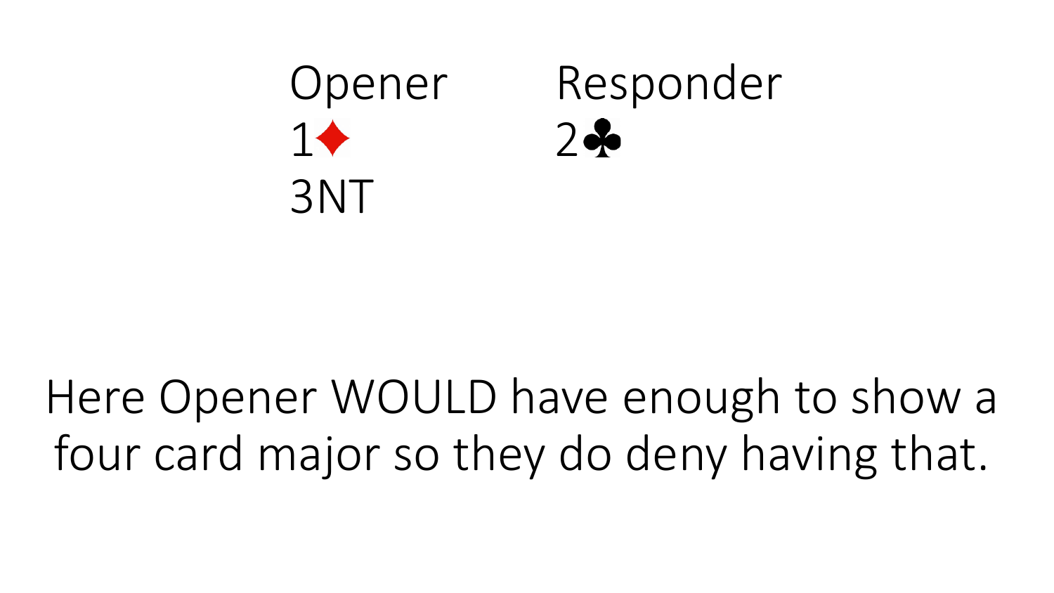| Opener | Responder |
| --- | --- |
| 1♦ | 2♣ |
| 3NT | |

Here Opener WOULD have enough to show a four card major so they do deny having that.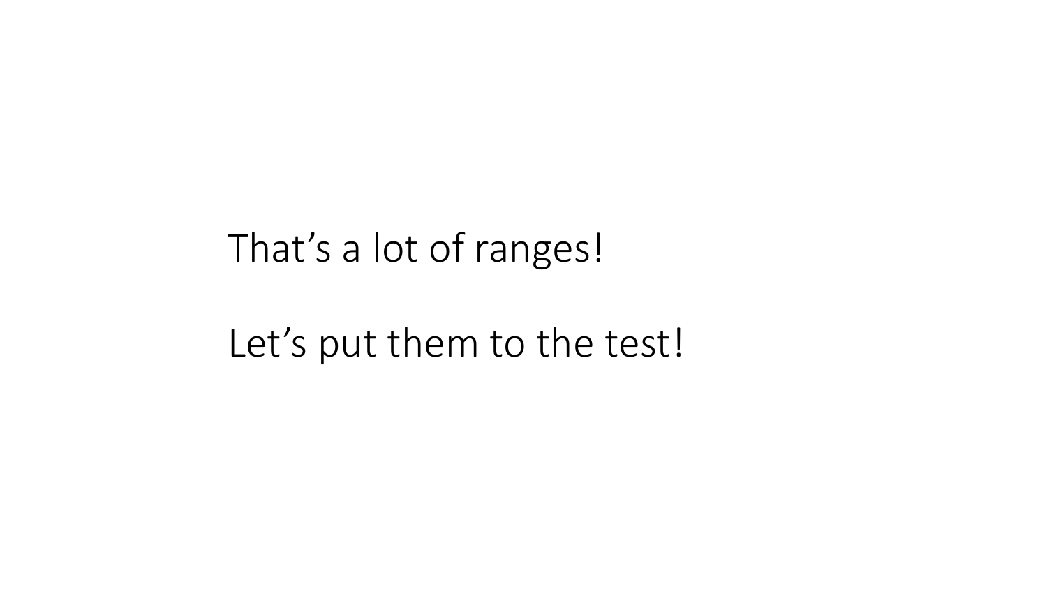That’s a lot of ranges!

Let’s put them to the test!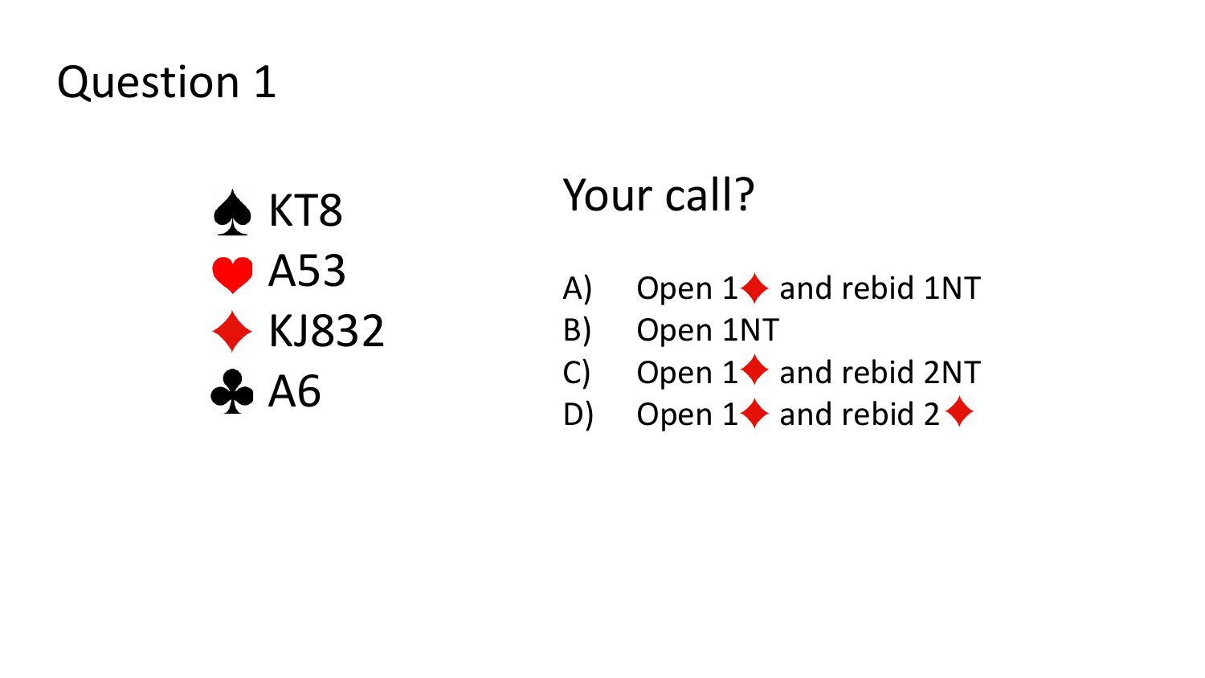# Question 1

♠ KT8
♥ A53
♦ KJ832
♣ A6

## Your call?

A) Open 1♦ and rebid 1NT
B) Open 1NT
C) Open 1♦ and rebid 2NT
D) Open 1♦ and rebid 2♦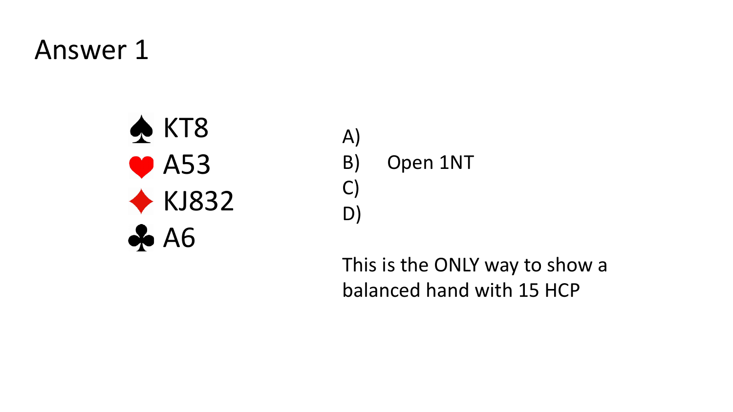# Answer 1

♠ KT8
♥ A53
♦ KJ832
♣ A6

A)
B) Open 1NT
C)
D)

This is the ONLY way to show a balanced hand with 15 HCP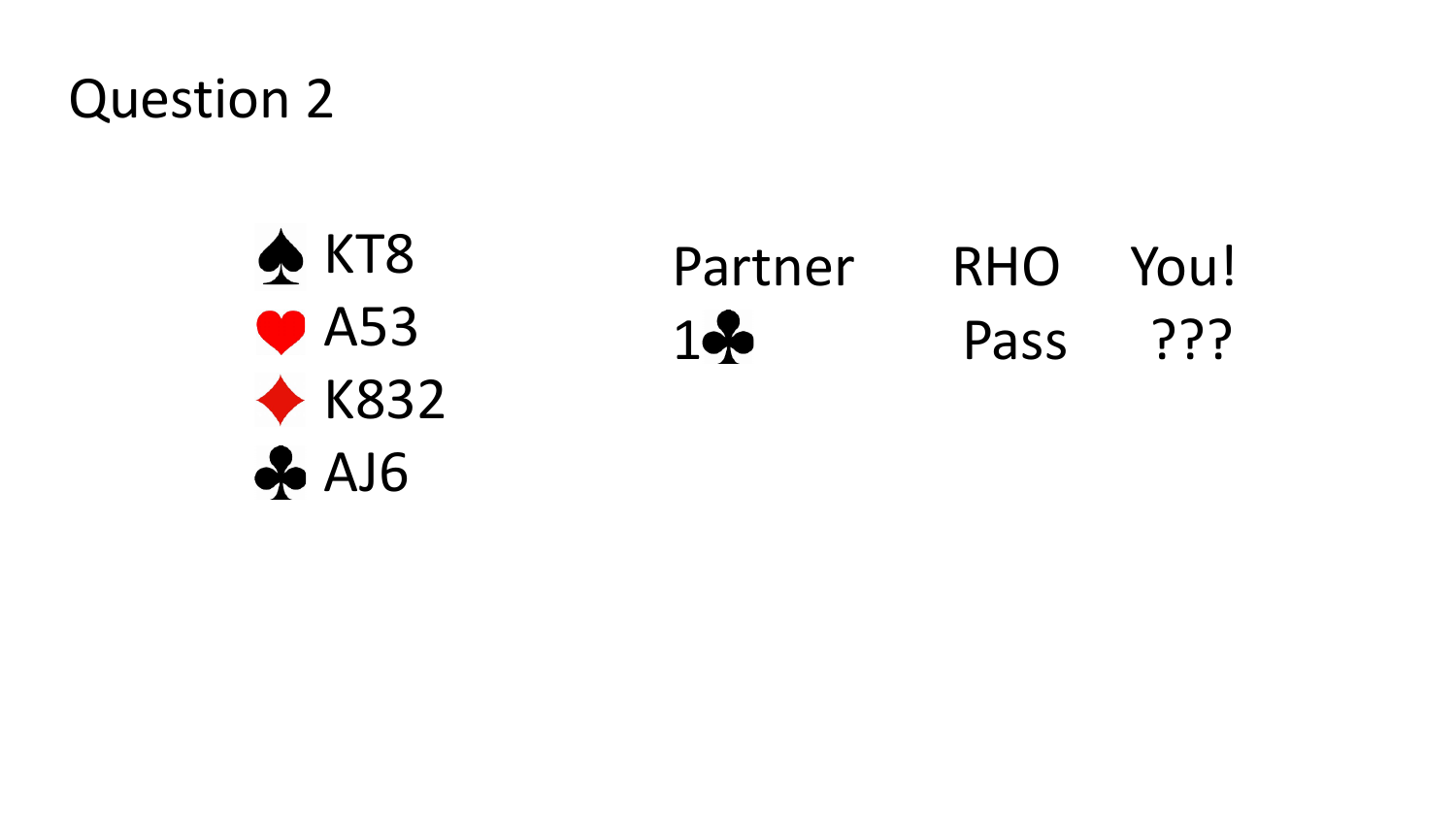# Question 2

♠ KT8
♥ A53
♦ K832
♣ AJ6

| Partner | RHO | You! |
|---|---|---|
| 1♣ | Pass | ??? |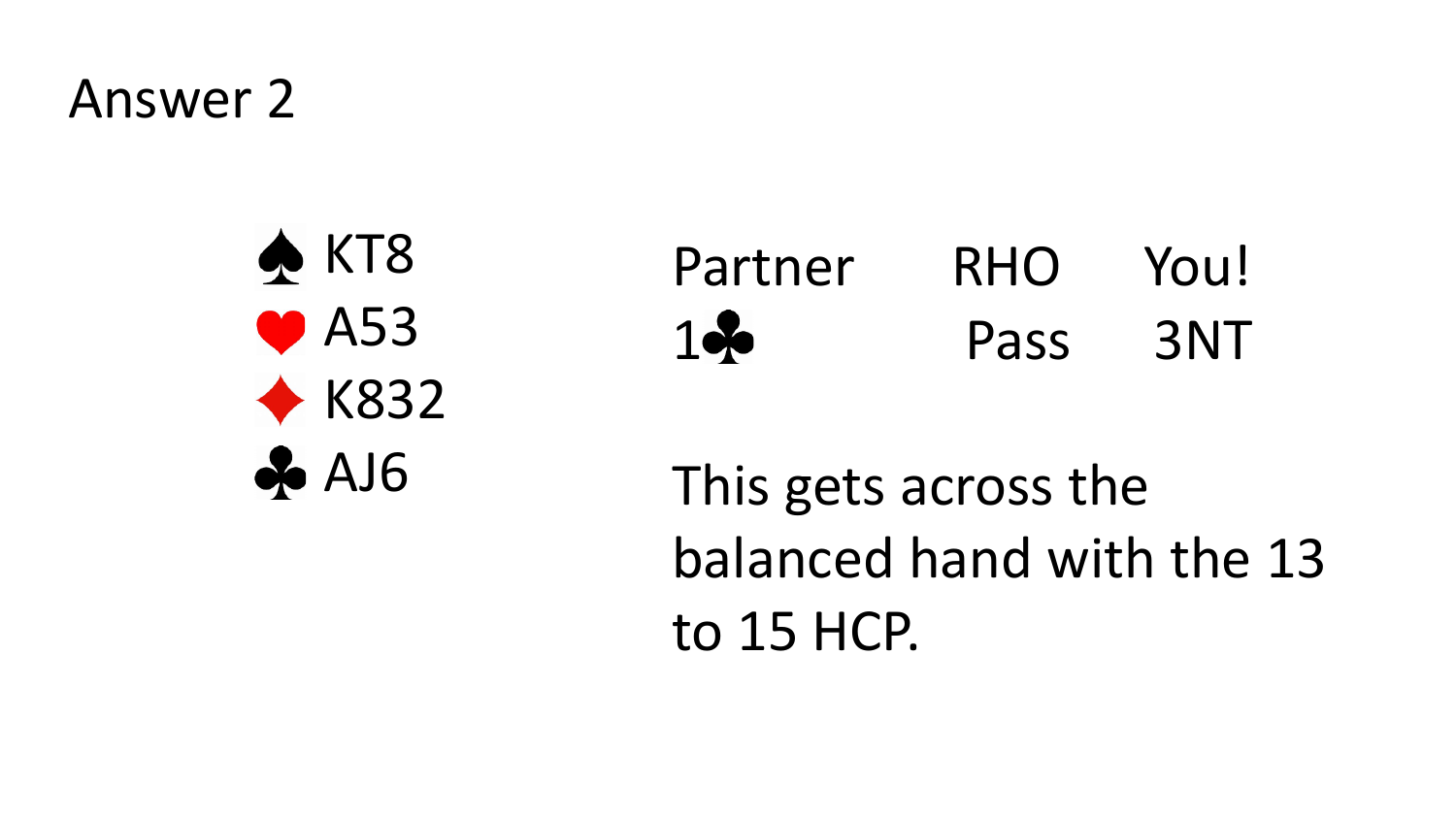# Answer 2

♠ KT8
♥ A53
♦ K832
♣ AJ6

| Partner | RHO | You! |
| --- | --- | --- |
| 1♣ | Pass | 3NT |

This gets across the balanced hand with the 13 to 15 HCP.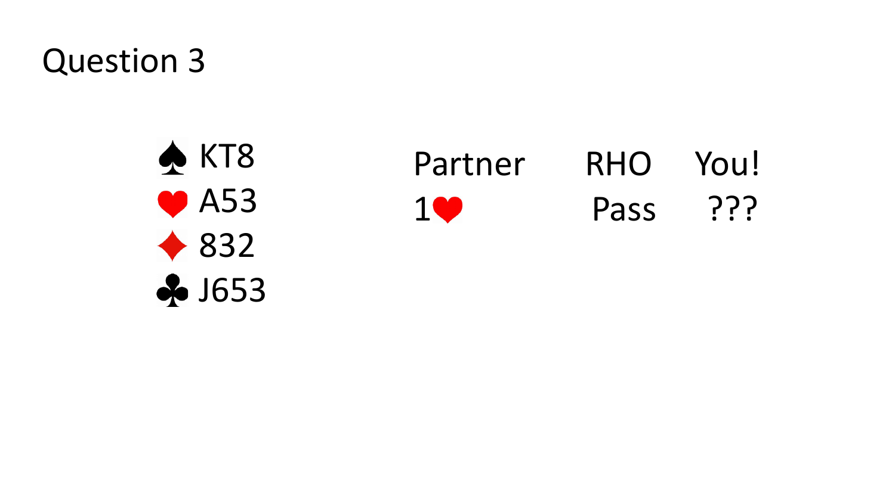# Question 3

♠ KT8
♥ A53
♦ 832
♣ J653

| Partner | RHO | You! |
| --- | --- | --- |
| 1♥ | Pass | ??? |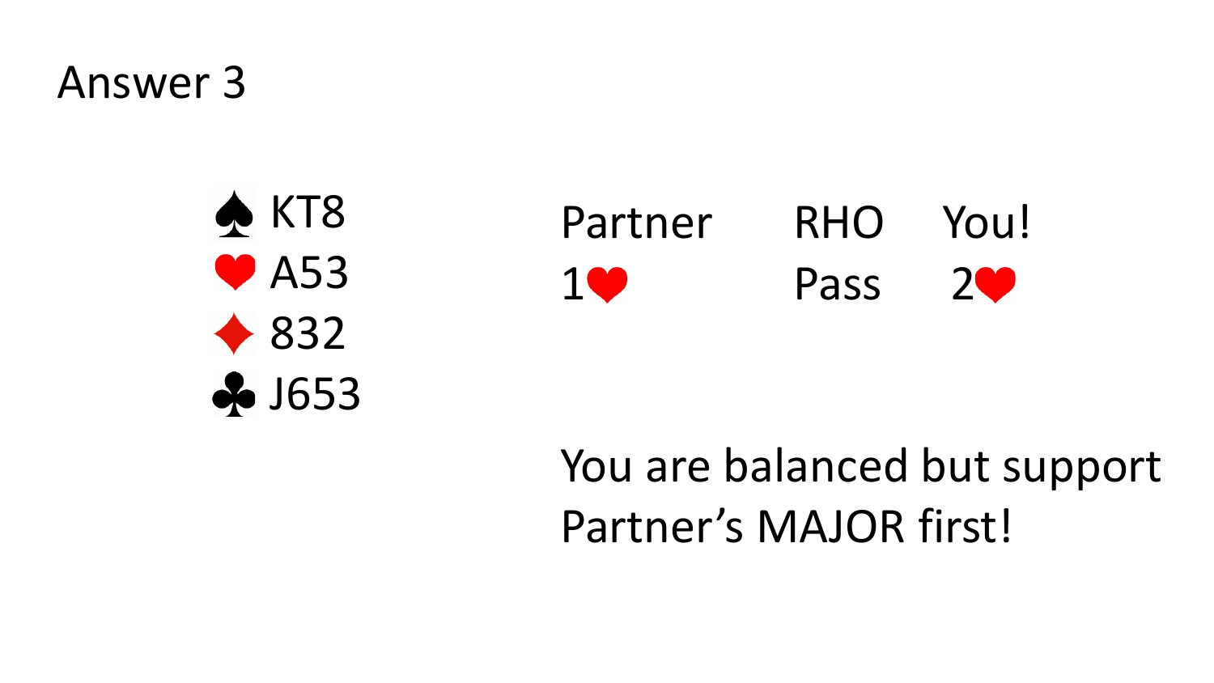# Answer 3

♠ KT8
♥ A53
♦ 832
♣ J653

| Partner | RHO | You! |
| --- | --- | --- |
| 1♥ | Pass | 2♥ |

You are balanced but support Partner's MAJOR first!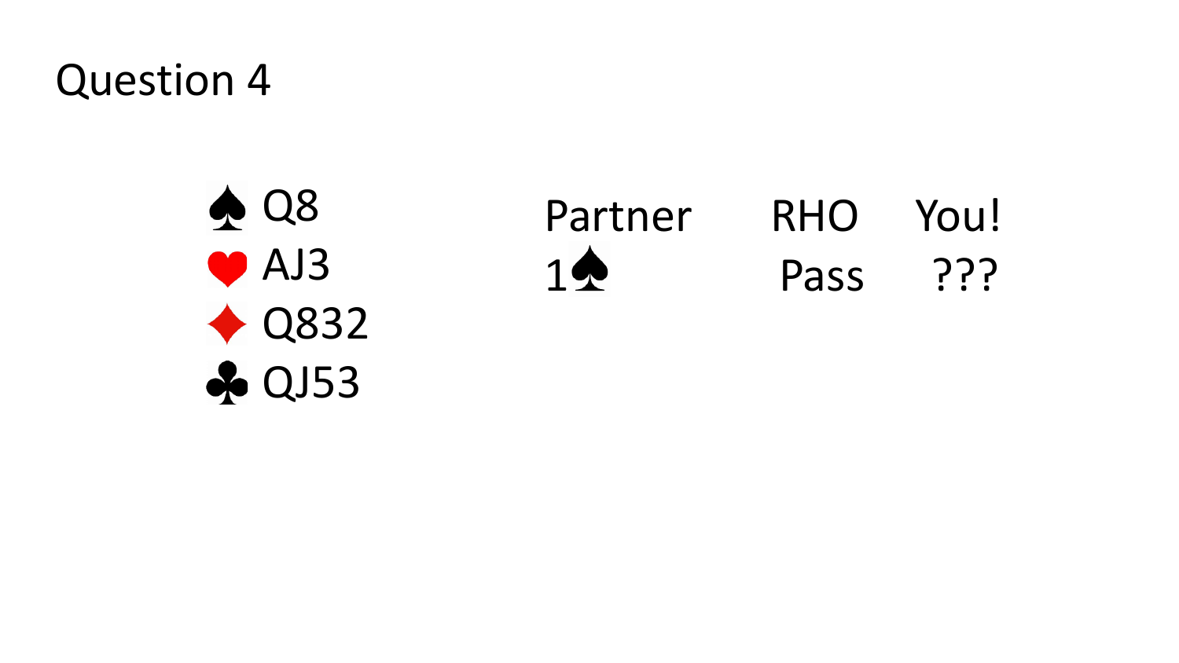# Question 4

♠ Q8
♥ AJ3
♦ Q832
♣ QJ53

| Partner | RHO | You! |
| --- | --- | --- |
| 1♠ | Pass | ??? |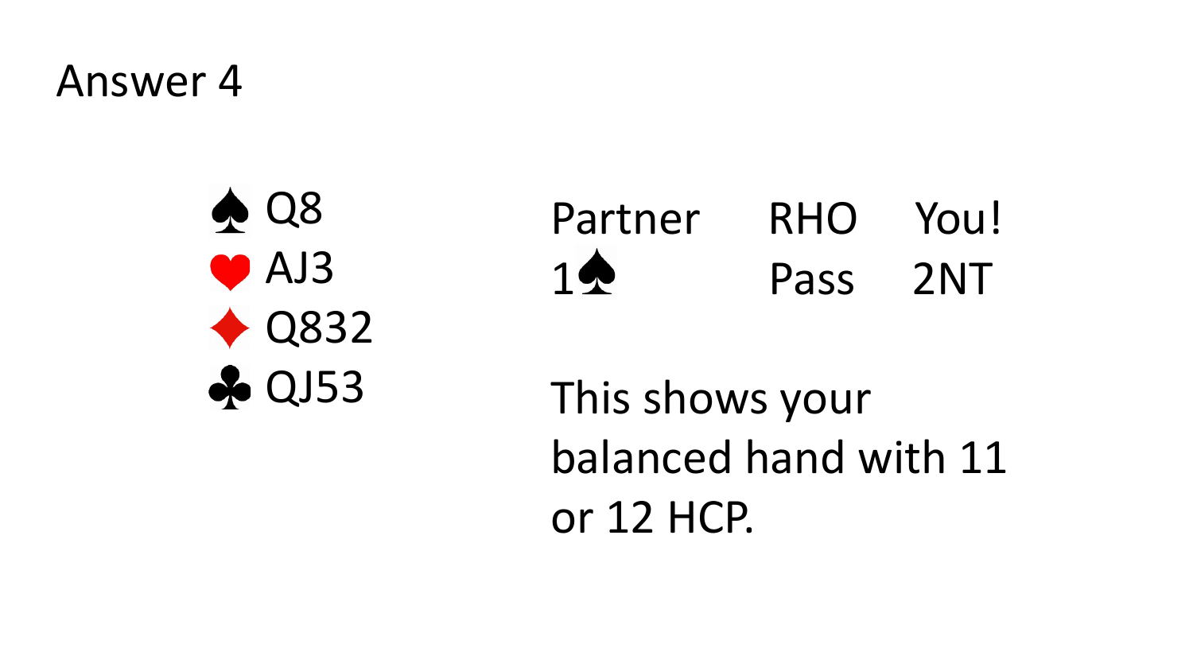# Answer 4

♠ Q8
♥ AJ3
♦ Q832
♣ QJ53

| Partner | RHO | You! |
| --- | --- | --- |
| 1♠ | Pass | 2NT |

This shows your balanced hand with 11 or 12 HCP.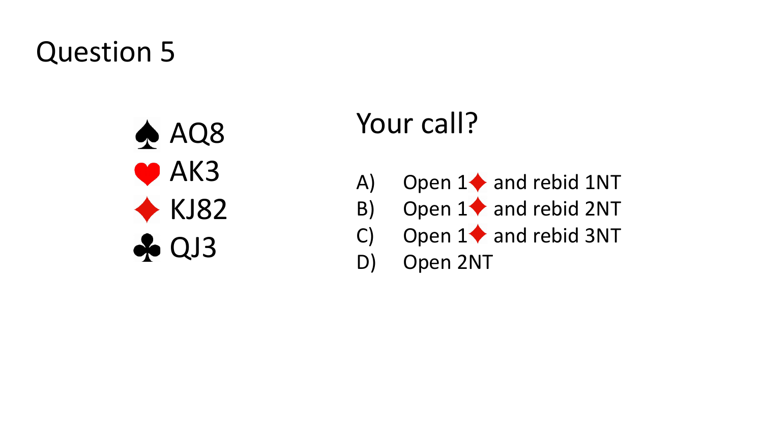# Question 5

♠ AQ8
♥ AK3
♦ KJ82
♣ QJ3

## Your call?

A) Open 1♦ and rebid 1NT
B) Open 1♦ and rebid 2NT
C) Open 1♦ and rebid 3NT
D) Open 2NT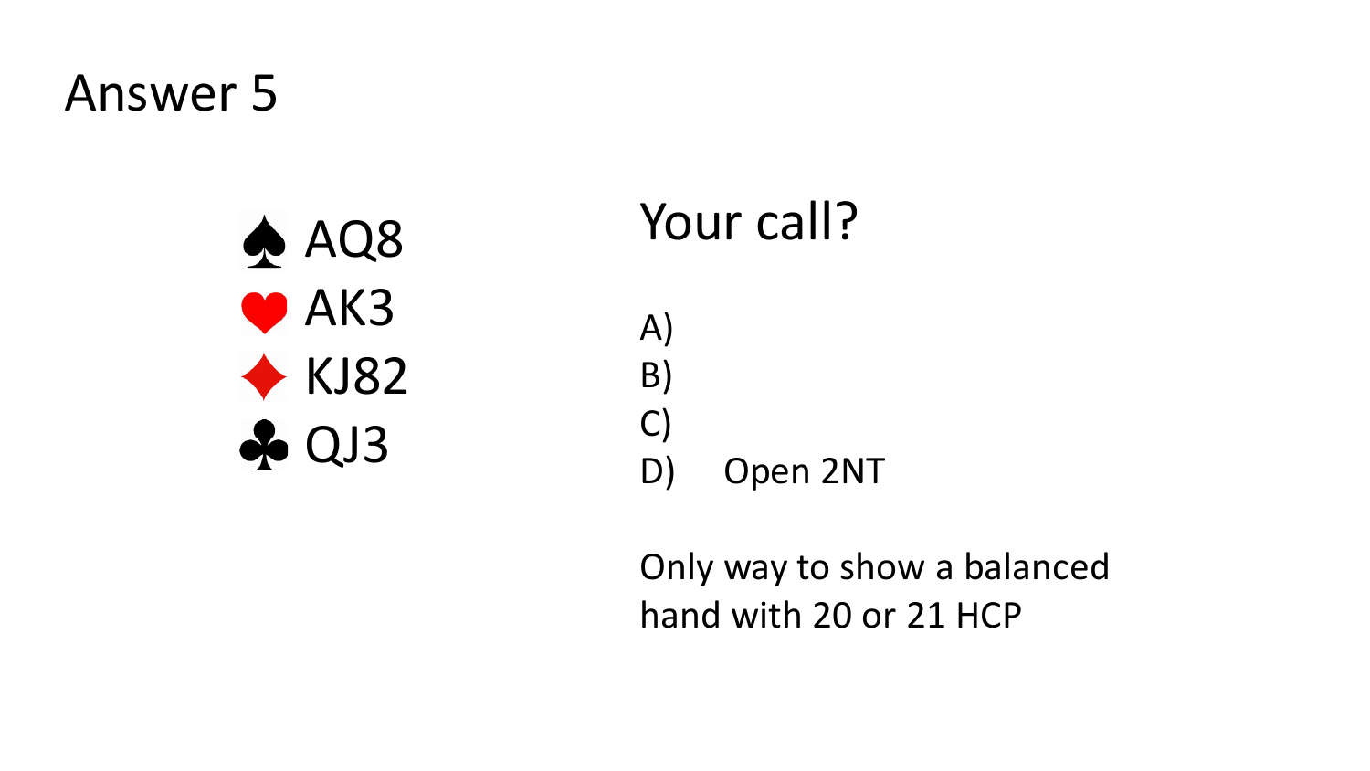# Answer 5

♠ AQ8
♥ AK3
♦ KJ82
♣ QJ3

## Your call?

A)
B)
C)
D) Open 2NT

Only way to show a balanced hand with 20 or 21 HCP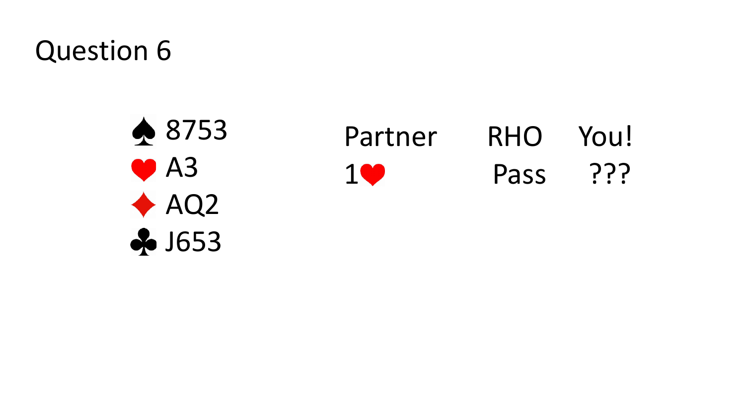# Question 6

♠ 8753
♥ A3
♦ AQ2
♣ J653

| Partner | RHO | You! |
|---|---|---|
| 1♥ | Pass | ??? |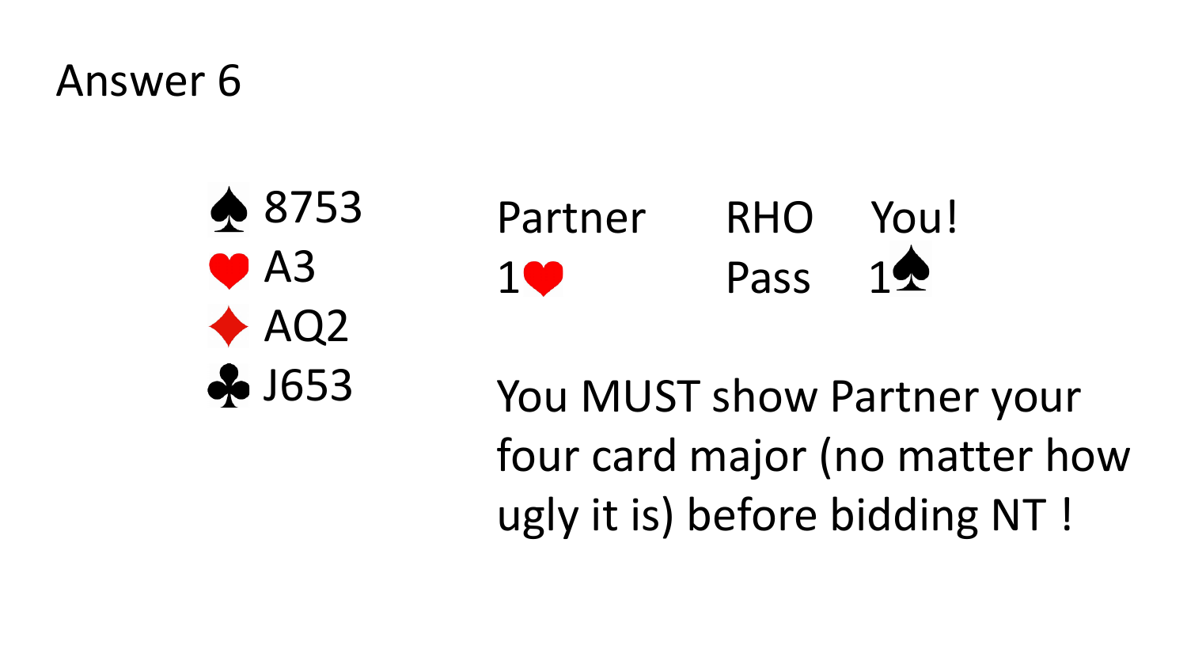# Answer 6

♠ 8753
♥ A3
♦ AQ2
♣ J653

| Partner | RHO | You! |
| --- | --- | --- |
| 1♥ | Pass | 1♠ |

You MUST show Partner your four card major (no matter how ugly it is) before bidding NT !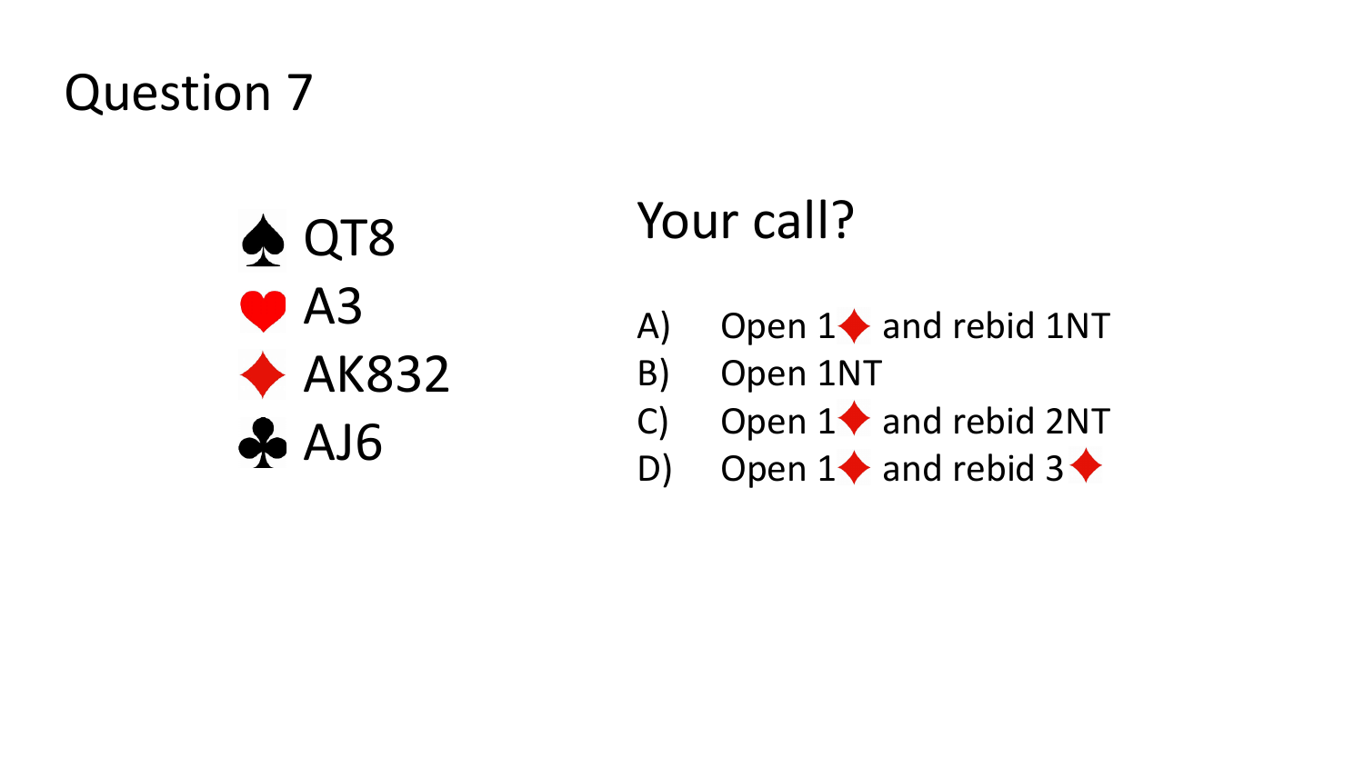# Question 7

♠ QT8
♥ A3
♦ AK832
♣ AJ6

Your call?

A) Open 1♦ and rebid 1NT
B) Open 1NT
C) Open 1♦ and rebid 2NT
D) Open 1♦ and rebid 3♦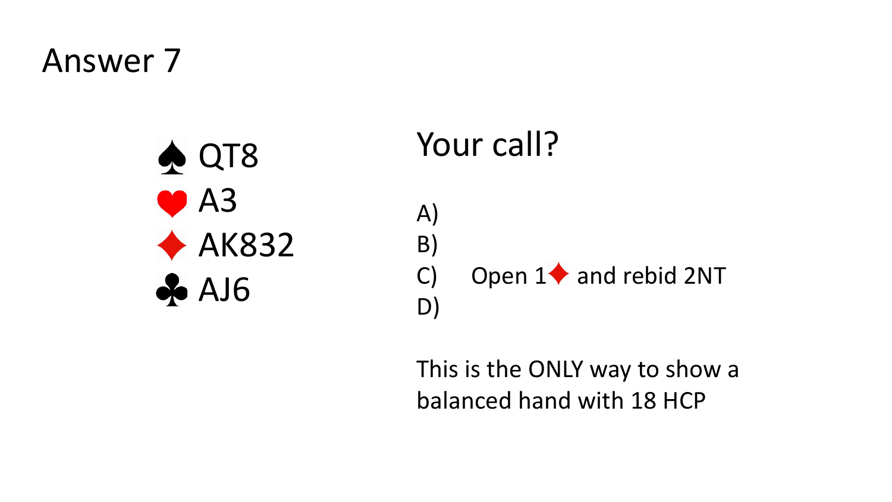# Answer 7

♠ QT8
♥ A3
♦ AK832
♣ AJ6

## Your call?

A)
B)
C) Open 1♦ and rebid 2NT
D)

This is the ONLY way to show a balanced hand with 18 HCP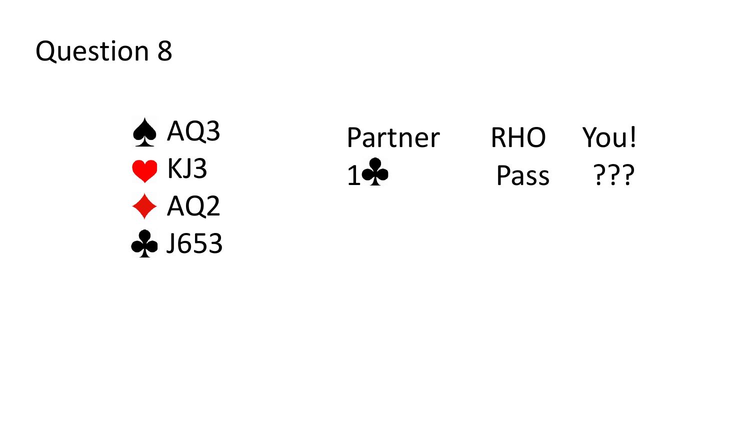# Question 8

♠ AQ3
♥ KJ3
♦ AQ2
♣ J653

| Partner | RHO | You! |
|---|---|---|
| 1♣ | Pass | ??? |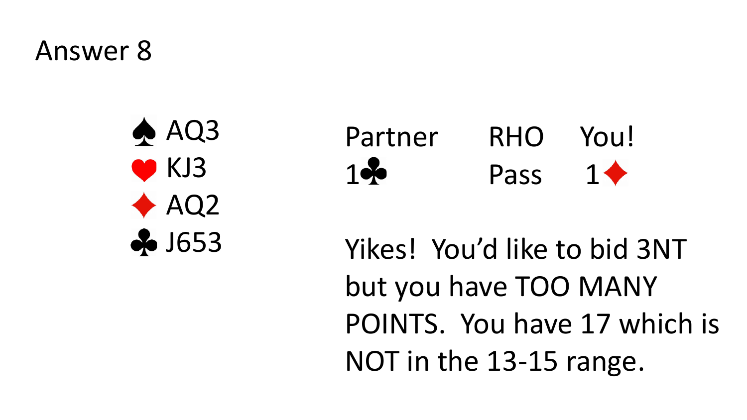# Answer 8

♠ AQ3
♥ KJ3
♦ AQ2
♣ J653

| Partner | RHO | You! |
| --- | --- | --- |
| 1♣ | Pass | 1♦ |

Yikes! You'd like to bid 3NT but you have TOO MANY POINTS. You have 17 which is NOT in the 13-15 range.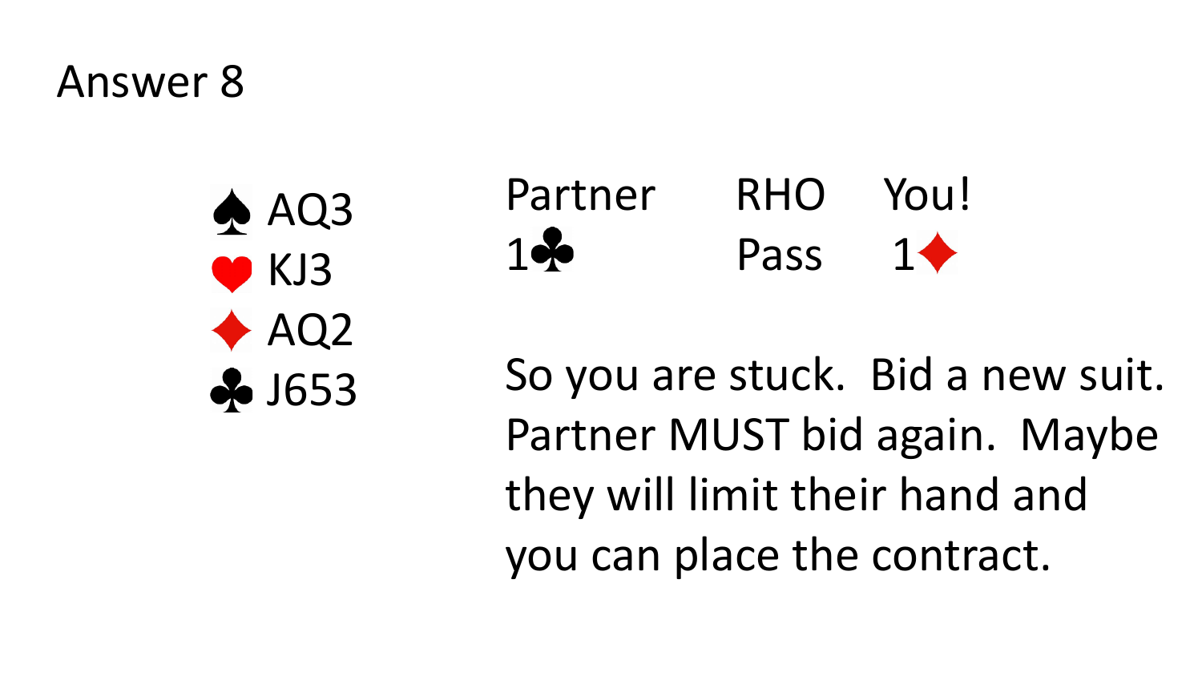# Answer 8

♠ AQ3
♥ KJ3
♦ AQ2
♣ J653

| Partner | RHO | You! |
| --- | --- | --- |
| 1♣ | Pass | 1♦ |

So you are stuck. Bid a new suit. Partner MUST bid again. Maybe they will limit their hand and you can place the contract.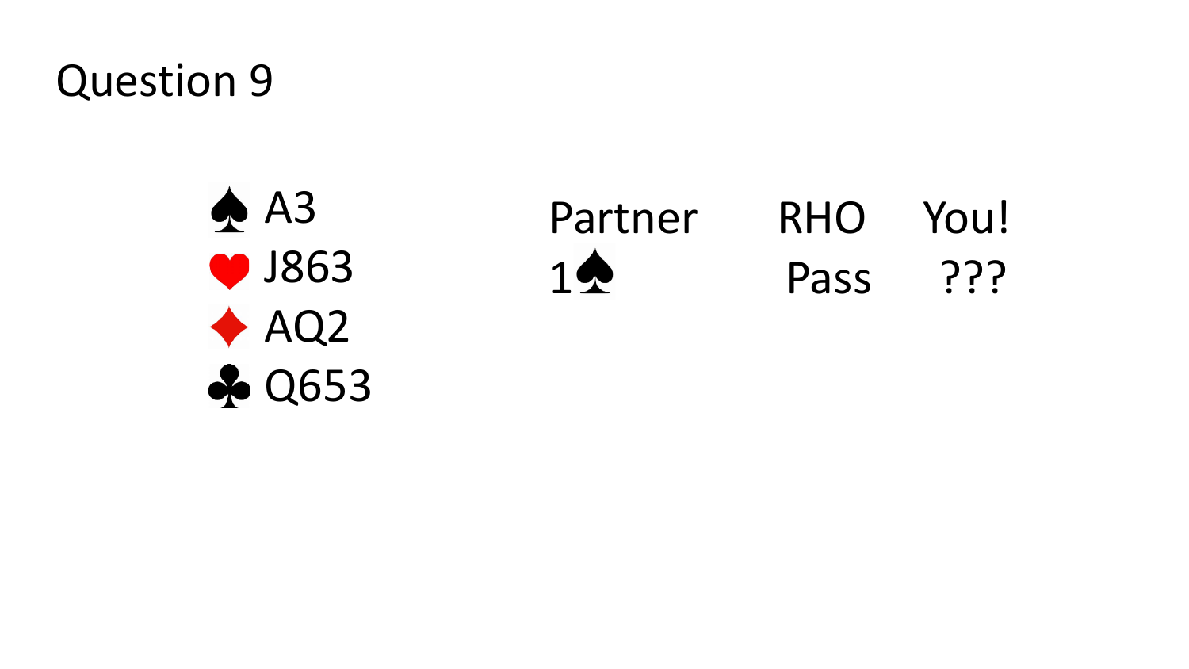# Question 9

♠ A3
♥ J863
♦ AQ2
♣ Q653

| Partner | RHO | You! |
| --- | --- | --- |
| 1♠ | Pass | ??? |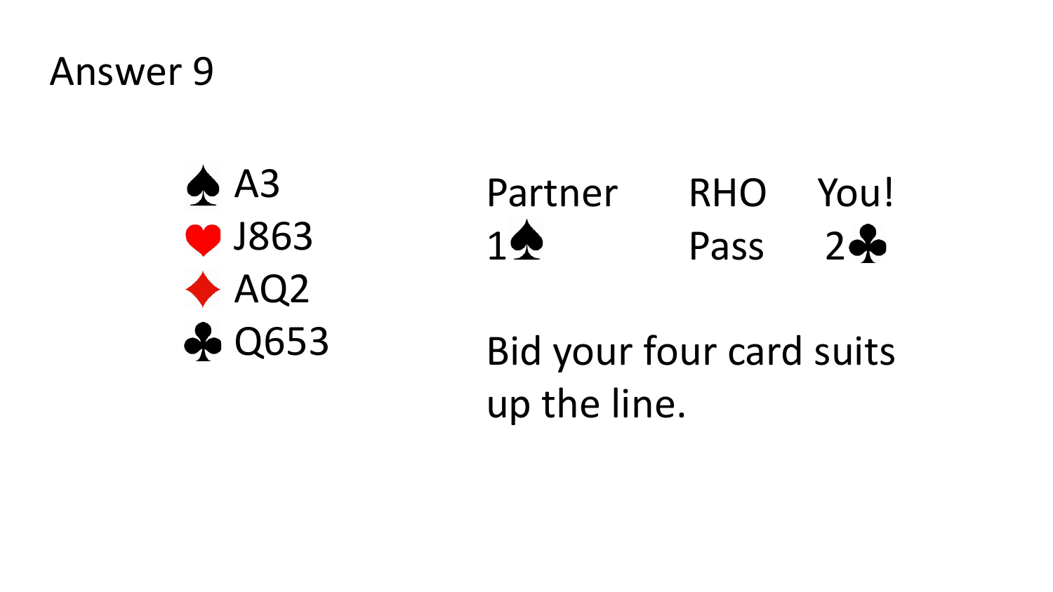# Answer 9

♠ A3
♥ J863
♦ AQ2
♣ Q653

| Partner | RHO | You! |
| --- | --- | --- |
| 1♠ | Pass | 2♣ |

Bid your four card suits up the line.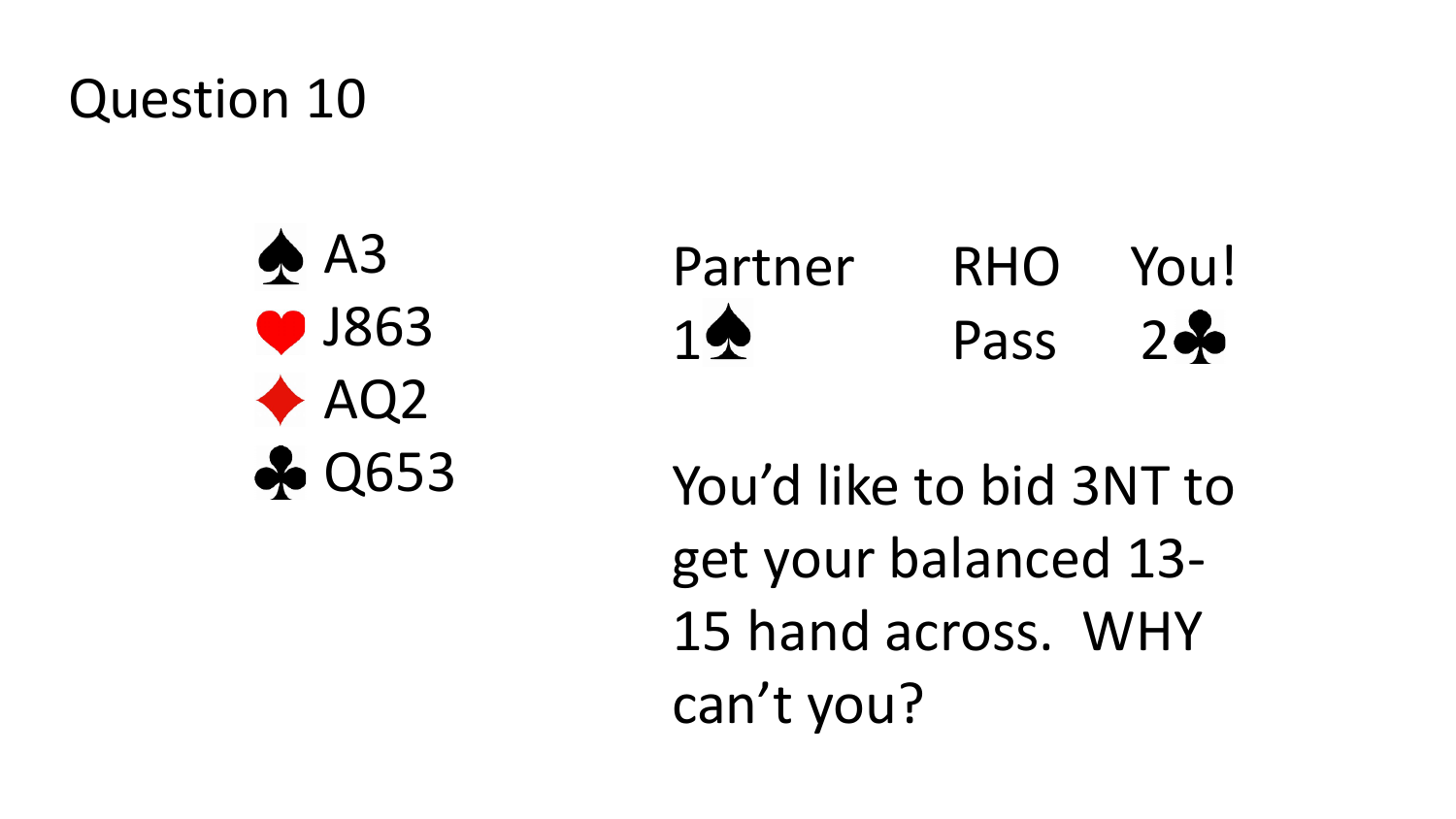# Question 10

♠ A3
♥ J863
♦ AQ2
♣ Q653

| Partner | RHO | You! |
| --- | --- | --- |
| 1♠ | Pass | 2♣ |

You'd like to bid 3NT to get your balanced 13-15 hand across. WHY can't you?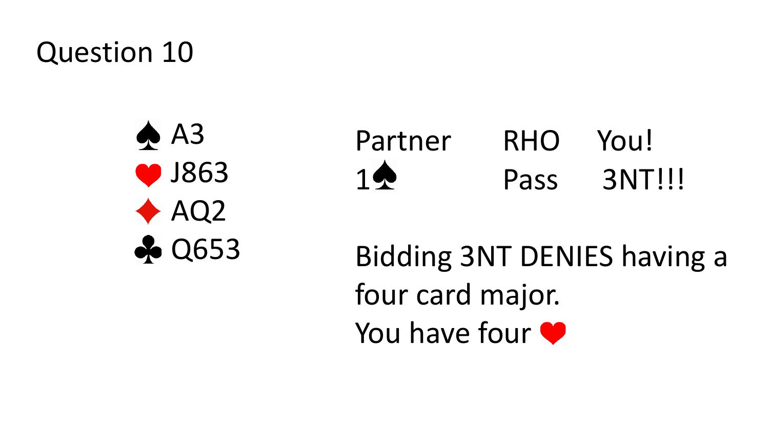# Question 10

♠ A3
♥ J863
♦ AQ2
♣ Q653

| Partner | RHO | You! |
| --- | --- | --- |
| 1♠ | Pass | 3NT!!! |

Bidding 3NT DENIES having a four card major.
You have four ♥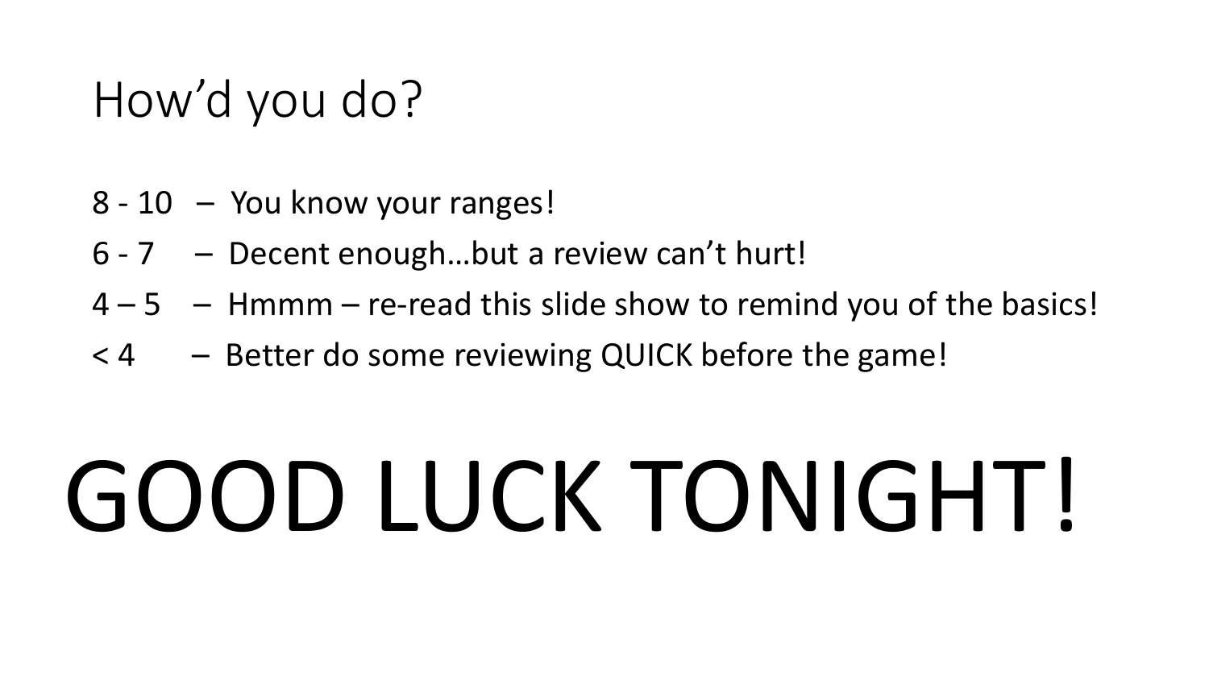# How'd you do?

- 8 - 10 – You know your ranges!
- 6 - 7 – Decent enough…but a review can't hurt!
- 4 – 5 – Hmmm – re-read this slide show to remind you of the basics!
- < 4 – Better do some reviewing QUICK before the game!

# GOOD LUCK TONIGHT!